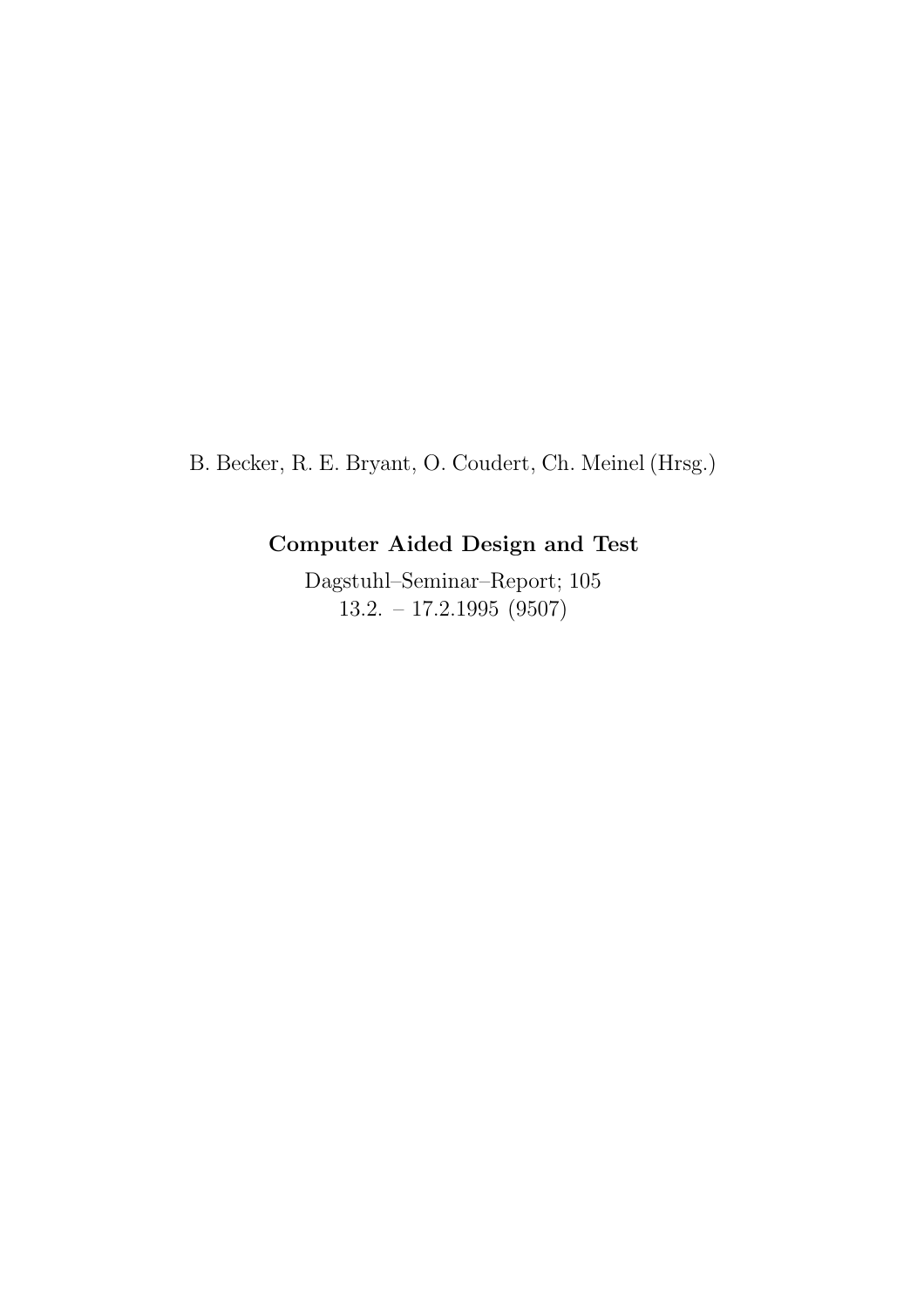B. Becker, R. E. Bryant, O. Coudert, Ch. Meinel (Hrsg.)

**Computer Aided Design and Test**

Dagstuhl–Seminar–Report; 105
13.2. – 17.2.1995 (9507)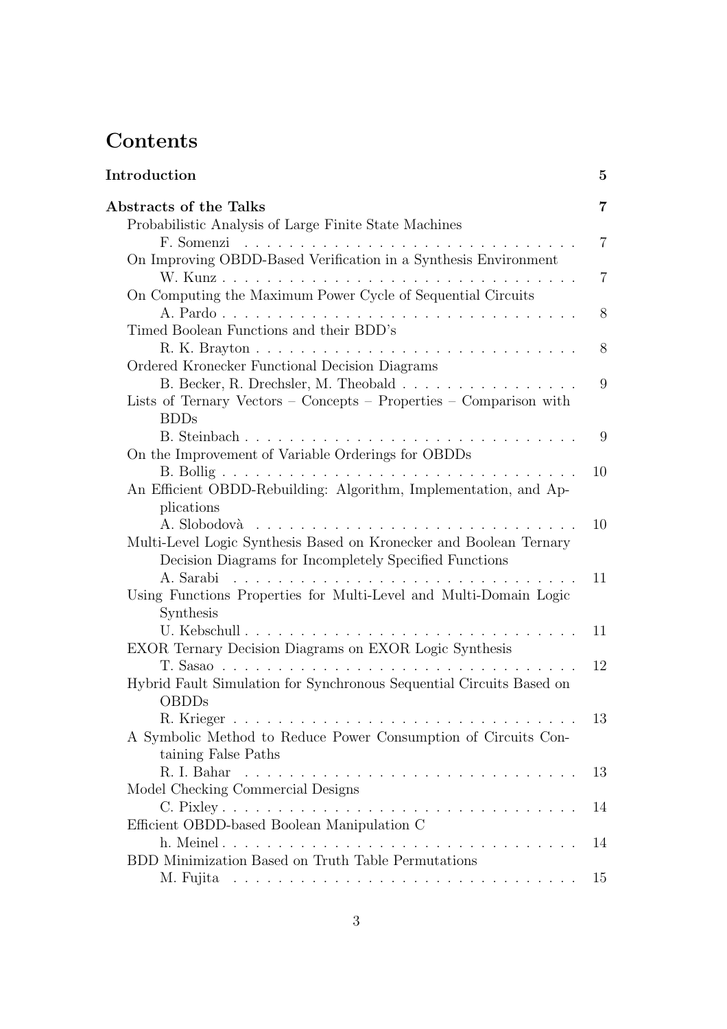# Contents

**Introduction** **5**

**Abstracts of the Talks** **7**

- Probabilistic Analysis of Large Finite State Machines
  F. Somenzi . . . 7
- On Improving OBDD-Based Verification in a Synthesis Environment
  W. Kunz . . . 7
- On Computing the Maximum Power Cycle of Sequential Circuits
  A. Pardo . . . 8
- Timed Boolean Functions and their BDD's
  R. K. Brayton . . . 8
- Ordered Kronecker Functional Decision Diagrams
  B. Becker, R. Drechsler, M. Theobald . . . 9
- Lists of Ternary Vectors – Concepts – Properties – Comparison with BDDs
  B. Steinbach . . . 9
- On the Improvement of Variable Orderings for OBDDs
  B. Bollig . . . 10
- An Efficient OBDD-Rebuilding: Algorithm, Implementation, and Applications
  A. Slobodovà . . . 10
- Multi-Level Logic Synthesis Based on Kronecker and Boolean Ternary Decision Diagrams for Incompletely Specified Functions
  A. Sarabi . . . 11
- Using Functions Properties for Multi-Level and Multi-Domain Logic Synthesis
  U. Kebschull . . . 11
- EXOR Ternary Decision Diagrams on EXOR Logic Synthesis
  T. Sasao . . . 12
- Hybrid Fault Simulation for Synchronous Sequential Circuits Based on OBDDs
  R. Krieger . . . 13
- A Symbolic Method to Reduce Power Consumption of Circuits Containing False Paths
  R. I. Bahar . . . 13
- Model Checking Commercial Designs
  C. Pixley . . . 14
- Efficient OBDD-based Boolean Manipulation C
  h. Meinel . . . 14
- BDD Minimization Based on Truth Table Permutations
  M. Fujita . . . 15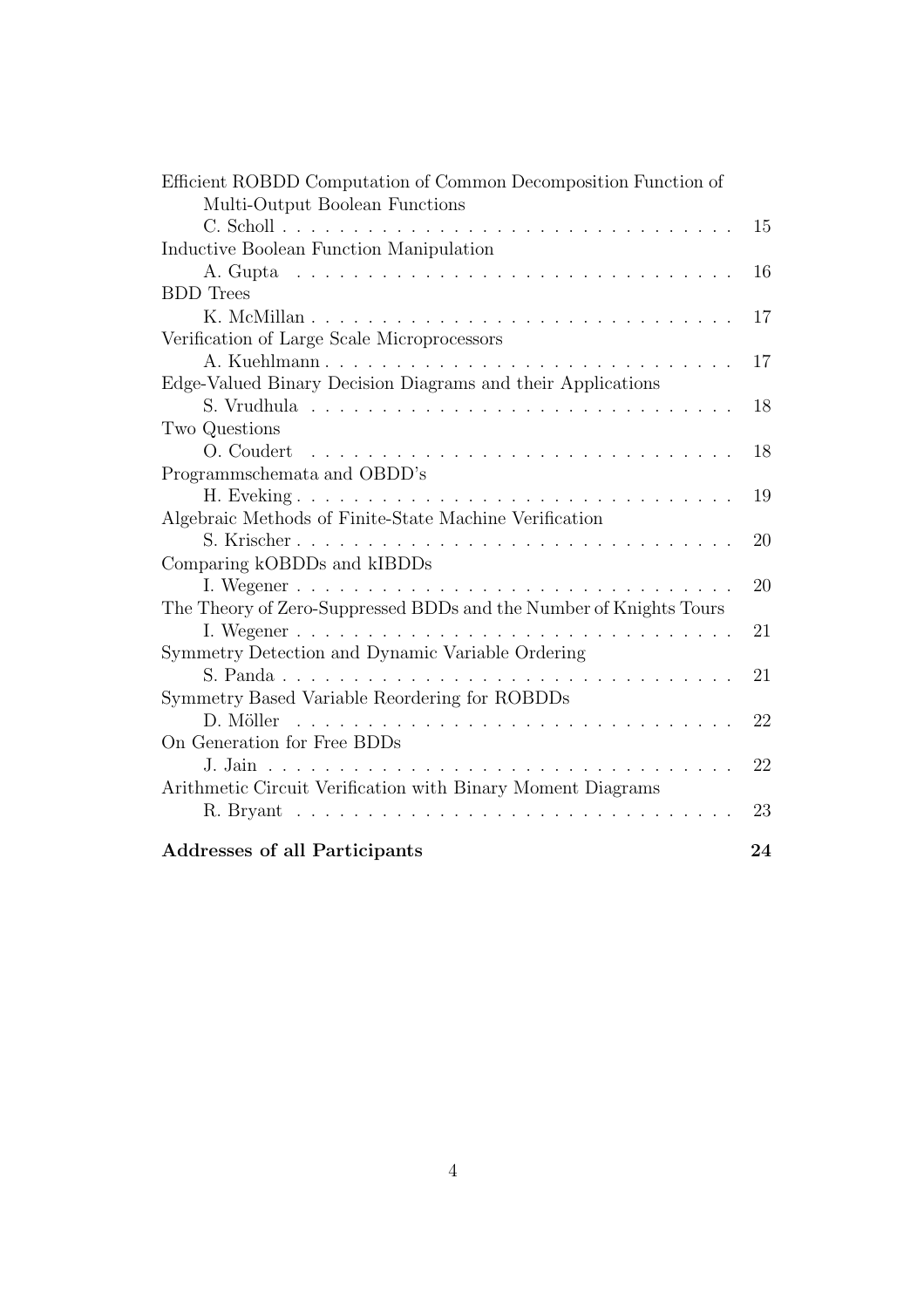Efficient ROBDD Computation of Common Decomposition Function of Multi-Output Boolean Functions
C. Scholl . . . . . . . . . . . . . . . . . . . . . . . . . . . . . . . . 15

Inductive Boolean Function Manipulation
A. Gupta . . . . . . . . . . . . . . . . . . . . . . . . . . . . . . . . 16

BDD Trees
K. McMillan . . . . . . . . . . . . . . . . . . . . . . . . . . . . . . . 17

Verification of Large Scale Microprocessors
A. Kuehlmann . . . . . . . . . . . . . . . . . . . . . . . . . . . . . . 17

Edge-Valued Binary Decision Diagrams and their Applications
S. Vrudhula . . . . . . . . . . . . . . . . . . . . . . . . . . . . . . . 18

Two Questions
O. Coudert . . . . . . . . . . . . . . . . . . . . . . . . . . . . . . . . 18

Programmschemata and OBDD's
H. Eveking . . . . . . . . . . . . . . . . . . . . . . . . . . . . . . . . 19

Algebraic Methods of Finite-State Machine Verification
S. Krischer . . . . . . . . . . . . . . . . . . . . . . . . . . . . . . . . 20

Comparing kOBDDs and kIBDDs
I. Wegener . . . . . . . . . . . . . . . . . . . . . . . . . . . . . . . . 20

The Theory of Zero-Suppressed BDDs and the Number of Knights Tours
I. Wegener . . . . . . . . . . . . . . . . . . . . . . . . . . . . . . . . 21

Symmetry Detection and Dynamic Variable Ordering
S. Panda . . . . . . . . . . . . . . . . . . . . . . . . . . . . . . . . . 21

Symmetry Based Variable Reordering for ROBDDs
D. Möller . . . . . . . . . . . . . . . . . . . . . . . . . . . . . . . . . 22

On Generation for Free BDDs
J. Jain . . . . . . . . . . . . . . . . . . . . . . . . . . . . . . . . . . 22

Arithmetic Circuit Verification with Binary Moment Diagrams
R. Bryant . . . . . . . . . . . . . . . . . . . . . . . . . . . . . . . . . 23

**Addresses of all Participants** **24**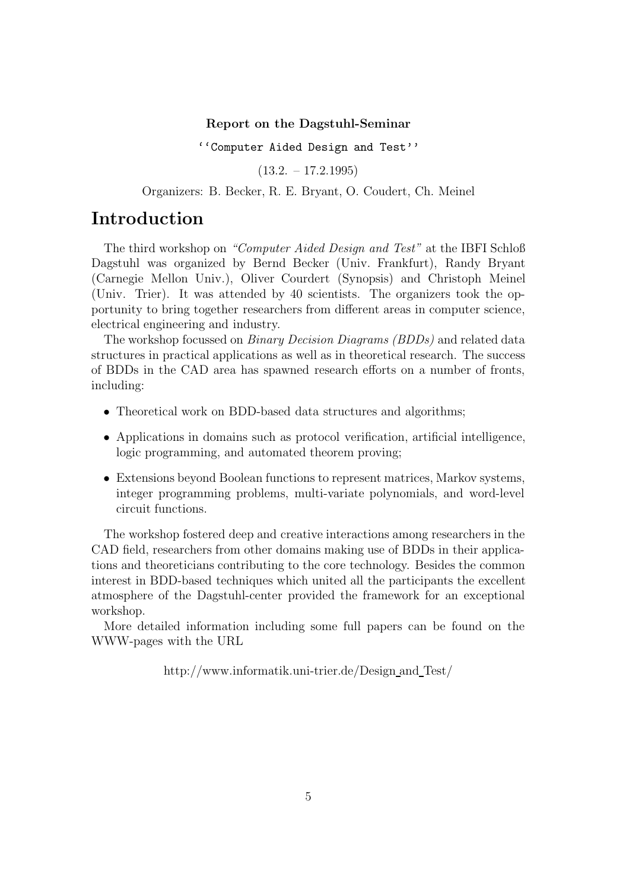**Report on the Dagstuhl-Seminar**

``Computer Aided Design and Test''

(13.2. – 17.2.1995)

Organizers: B. Becker, R. E. Bryant, O. Coudert, Ch. Meinel

# Introduction

The third workshop on *"Computer Aided Design and Test"* at the IBFI Schloß Dagstuhl was organized by Bernd Becker (Univ. Frankfurt), Randy Bryant (Carnegie Mellon Univ.), Oliver Courdert (Synopsis) and Christoph Meinel (Univ. Trier). It was attended by 40 scientists. The organizers took the opportunity to bring together researchers from different areas in computer science, electrical engineering and industry.

The workshop focussed on *Binary Decision Diagrams (BDDs)* and related data structures in practical applications as well as in theoretical research. The success of BDDs in the CAD area has spawned research efforts on a number of fronts, including:

- Theoretical work on BDD-based data structures and algorithms;
- Applications in domains such as protocol verification, artificial intelligence, logic programming, and automated theorem proving;
- Extensions beyond Boolean functions to represent matrices, Markov systems, integer programming problems, multi-variate polynomials, and word-level circuit functions.

The workshop fostered deep and creative interactions among researchers in the CAD field, researchers from other domains making use of BDDs in their applications and theoreticians contributing to the core technology. Besides the common interest in BDD-based techniques which united all the participants the excellent atmosphere of the Dagstuhl-center provided the framework for an exceptional workshop.

More detailed information including some full papers can be found on the WWW-pages with the URL

http://www.informatik.uni-trier.de/Design_and_Test/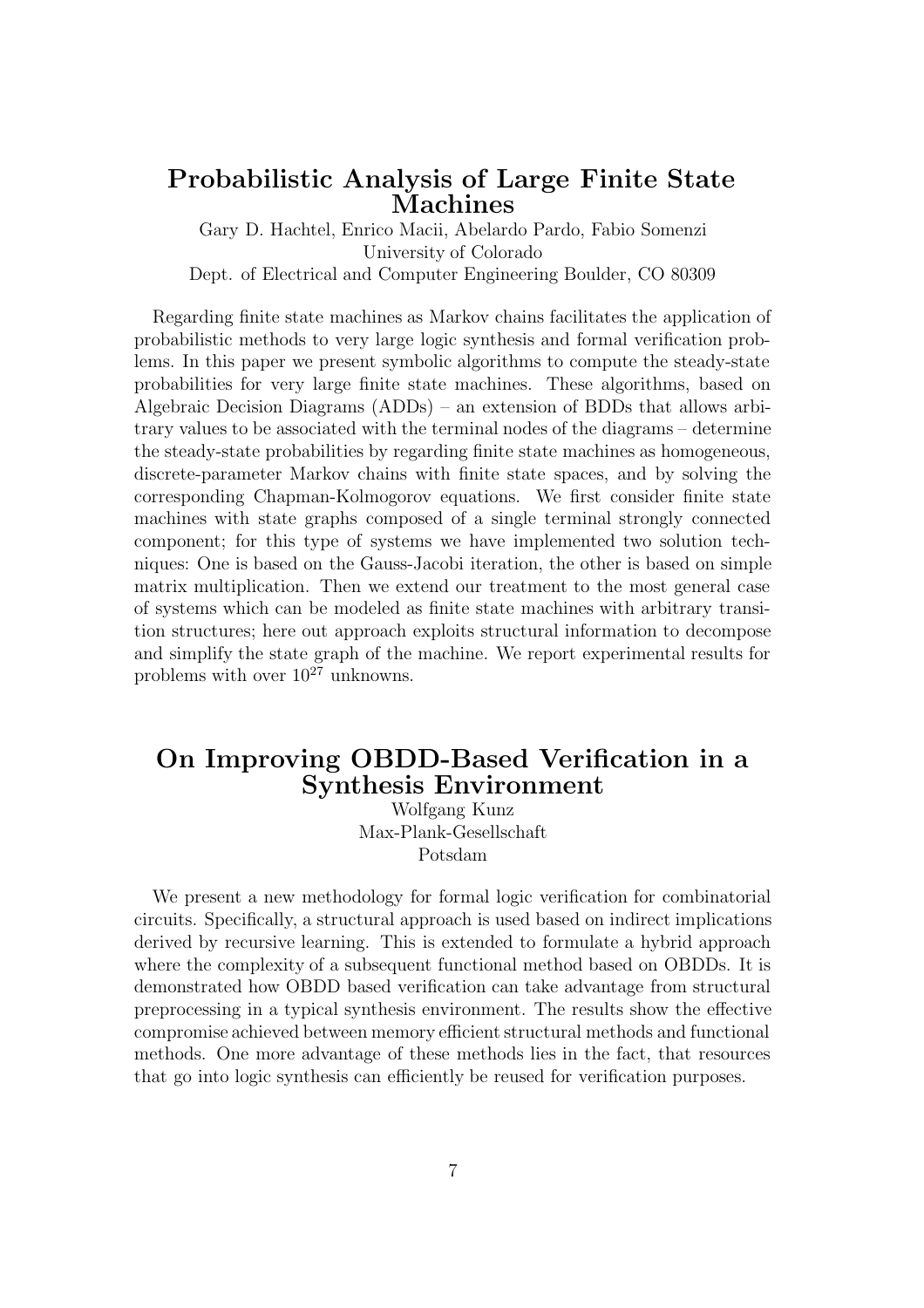## Probabilistic Analysis of Large Finite State Machines

Gary D. Hachtel, Enrico Macii, Abelardo Pardo, Fabio Somenzi
University of Colorado
Dept. of Electrical and Computer Engineering Boulder, CO 80309

Regarding finite state machines as Markov chains facilitates the application of probabilistic methods to very large logic synthesis and formal verification problems. In this paper we present symbolic algorithms to compute the steady-state probabilities for very large finite state machines. These algorithms, based on Algebraic Decision Diagrams (ADDs) – an extension of BDDs that allows arbitrary values to be associated with the terminal nodes of the diagrams – determine the steady-state probabilities by regarding finite state machines as homogeneous, discrete-parameter Markov chains with finite state spaces, and by solving the corresponding Chapman-Kolmogorov equations. We first consider finite state machines with state graphs composed of a single terminal strongly connected component; for this type of systems we have implemented two solution techniques: One is based on the Gauss-Jacobi iteration, the other is based on simple matrix multiplication. Then we extend our treatment to the most general case of systems which can be modeled as finite state machines with arbitrary transition structures; here out approach exploits structural information to decompose and simplify the state graph of the machine. We report experimental results for problems with over $10^{27}$ unknowns.

## On Improving OBDD-Based Verification in a Synthesis Environment

Wolfgang Kunz
Max-Plank-Gesellschaft
Potsdam

We present a new methodology for formal logic verification for combinatorial circuits. Specifically, a structural approach is used based on indirect implications derived by recursive learning. This is extended to formulate a hybrid approach where the complexity of a subsequent functional method based on OBDDs. It is demonstrated how OBDD based verification can take advantage from structural preprocessing in a typical synthesis environment. The results show the effective compromise achieved between memory efficient structural methods and functional methods. One more advantage of these methods lies in the fact, that resources that go into logic synthesis can efficiently be reused for verification purposes.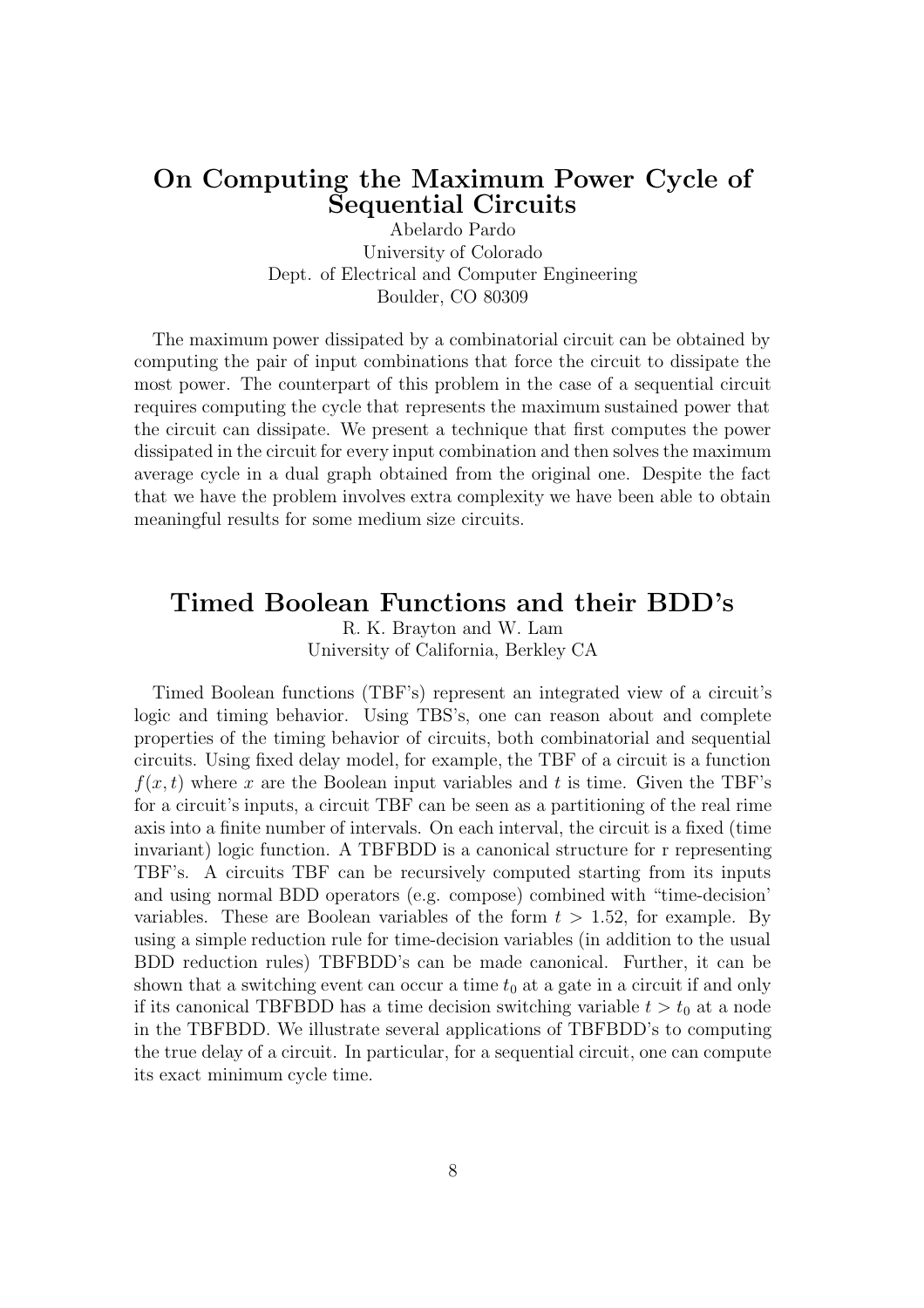## On Computing the Maximum Power Cycle of Sequential Circuits

Abelardo Pardo
University of Colorado
Dept. of Electrical and Computer Engineering
Boulder, CO 80309

The maximum power dissipated by a combinatorial circuit can be obtained by computing the pair of input combinations that force the circuit to dissipate the most power. The counterpart of this problem in the case of a sequential circuit requires computing the cycle that represents the maximum sustained power that the circuit can dissipate. We present a technique that first computes the power dissipated in the circuit for every input combination and then solves the maximum average cycle in a dual graph obtained from the original one. Despite the fact that we have the problem involves extra complexity we have been able to obtain meaningful results for some medium size circuits.

## Timed Boolean Functions and their BDD's

R. K. Brayton and W. Lam
University of California, Berkley CA

Timed Boolean functions (TBF's) represent an integrated view of a circuit's logic and timing behavior. Using TBS's, one can reason about and complete properties of the timing behavior of circuits, both combinatorial and sequential circuits. Using fixed delay model, for example, the TBF of a circuit is a function $f(x,t)$ where $x$ are the Boolean input variables and $t$ is time. Given the TBF's for a circuit's inputs, a circuit TBF can be seen as a partitioning of the real rime axis into a finite number of intervals. On each interval, the circuit is a fixed (time invariant) logic function. A TBFBDD is a canonical structure for r representing TBF's. A circuits TBF can be recursively computed starting from its inputs and using normal BDD operators (e.g. compose) combined with "time-decision' variables. These are Boolean variables of the form $t > 1.52$, for example. By using a simple reduction rule for time-decision variables (in addition to the usual BDD reduction rules) TBFBDD's can be made canonical. Further, it can be shown that a switching event can occur a time $t_0$ at a gate in a circuit if and only if its canonical TBFBDD has a time decision switching variable $t > t_0$ at a node in the TBFBDD. We illustrate several applications of TBFBDD's to computing the true delay of a circuit. In particular, for a sequential circuit, one can compute its exact minimum cycle time.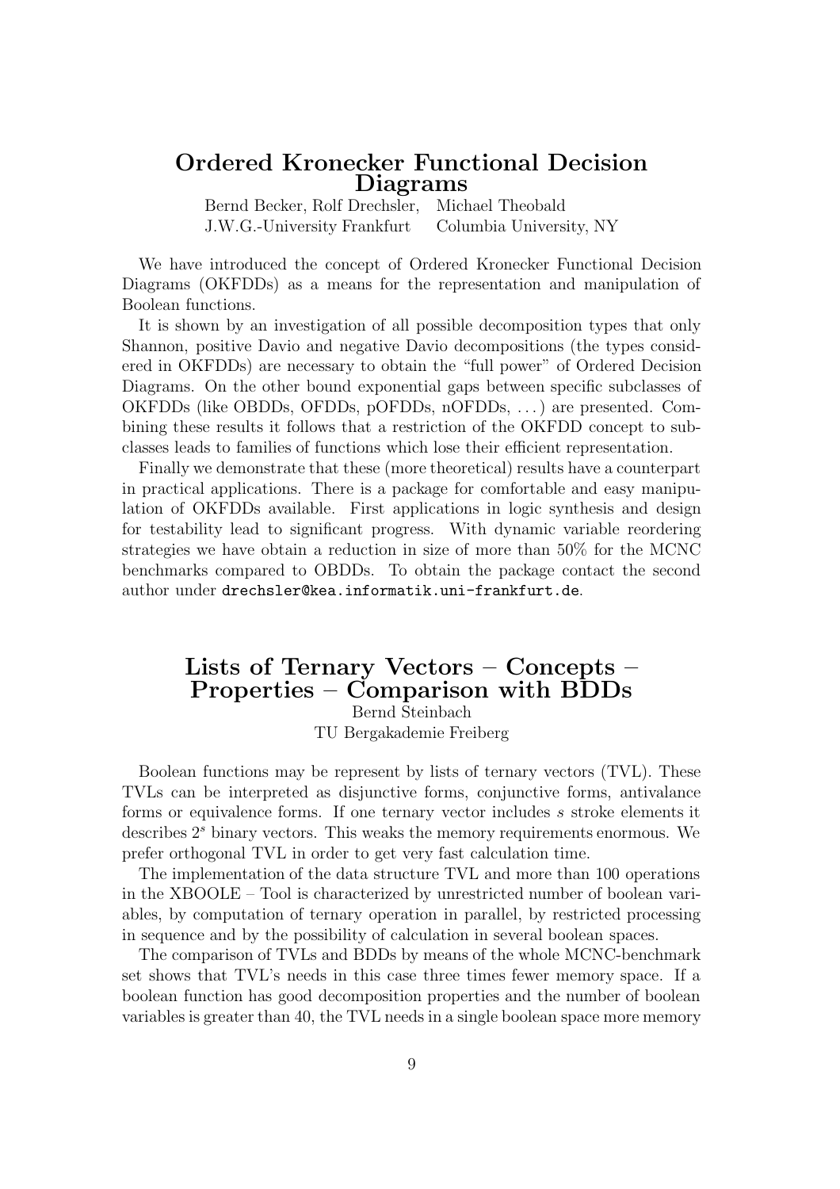## Ordered Kronecker Functional Decision Diagrams

Bernd Becker, Rolf Drechsler, Michael Theobald
J.W.G.-University Frankfurt Columbia University, NY

We have introduced the concept of Ordered Kronecker Functional Decision Diagrams (OKFDDs) as a means for the representation and manipulation of Boolean functions.

It is shown by an investigation of all possible decomposition types that only Shannon, positive Davio and negative Davio decompositions (the types considered in OKFDDs) are necessary to obtain the "full power" of Ordered Decision Diagrams. On the other bound exponential gaps between specific subclasses of OKFDDs (like OBDDs, OFDDs, pOFDDs, nOFDDs, ...) are presented. Combining these results it follows that a restriction of the OKFDD concept to subclasses leads to families of functions which lose their efficient representation.

Finally we demonstrate that these (more theoretical) results have a counterpart in practical applications. There is a package for comfortable and easy manipulation of OKFDDs available. First applications in logic synthesis and design for testability lead to significant progress. With dynamic variable reordering strategies we have obtain a reduction in size of more than 50% for the MCNC benchmarks compared to OBDDs. To obtain the package contact the second author under `drechsler@kea.informatik.uni-frankfurt.de`.

## Lists of Ternary Vectors – Concepts – Properties – Comparison with BDDs

Bernd Steinbach
TU Bergakademie Freiberg

Boolean functions may be represent by lists of ternary vectors (TVL). These TVLs can be interpreted as disjunctive forms, conjunctive forms, antivalance forms or equivalence forms. If one ternary vector includes $s$ stroke elements it describes $2^s$ binary vectors. This weaks the memory requirements enormous. We prefer orthogonal TVL in order to get very fast calculation time.

The implementation of the data structure TVL and more than 100 operations in the XBOOLE – Tool is characterized by unrestricted number of boolean variables, by computation of ternary operation in parallel, by restricted processing in sequence and by the possibility of calculation in several boolean spaces.

The comparison of TVLs and BDDs by means of the whole MCNC-benchmark set shows that TVL's needs in this case three times fewer memory space. If a boolean function has good decomposition properties and the number of boolean variables is greater than 40, the TVL needs in a single boolean space more memory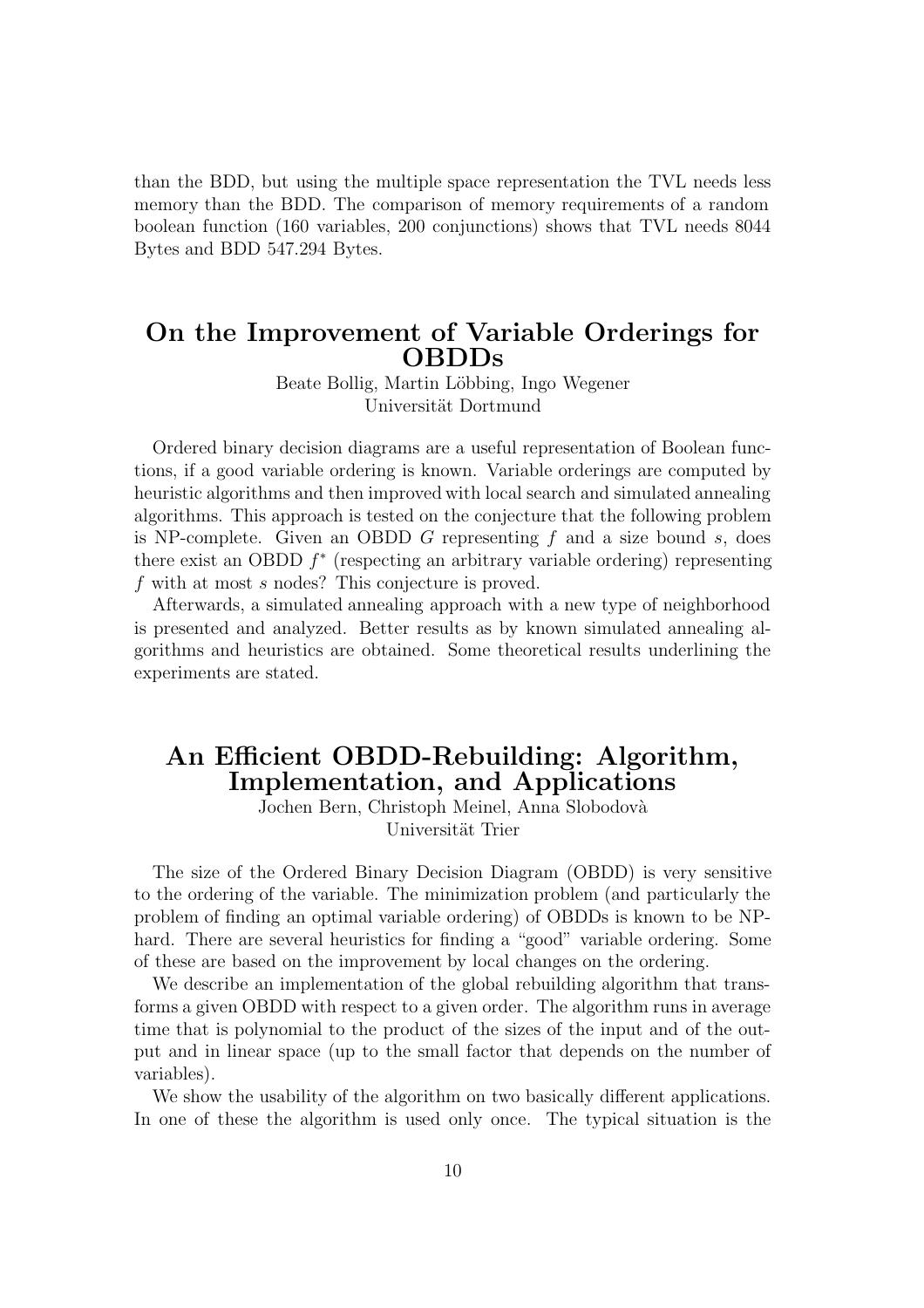than the BDD, but using the multiple space representation the TVL needs less memory than the BDD. The comparison of memory requirements of a random boolean function (160 variables, 200 conjunctions) shows that TVL needs 8044 Bytes and BDD 547.294 Bytes.

## On the Improvement of Variable Orderings for OBDDs

Beate Bollig, Martin Löbbing, Ingo Wegener
Universität Dortmund

Ordered binary decision diagrams are a useful representation of Boolean functions, if a good variable ordering is known. Variable orderings are computed by heuristic algorithms and then improved with local search and simulated annealing algorithms. This approach is tested on the conjecture that the following problem is NP-complete. Given an OBDD $G$ representing $f$ and a size bound $s$, does there exist an OBDD $f^*$ (respecting an arbitrary variable ordering) representing $f$ with at most $s$ nodes? This conjecture is proved.

Afterwards, a simulated annealing approach with a new type of neighborhood is presented and analyzed. Better results as by known simulated annealing algorithms and heuristics are obtained. Some theoretical results underlining the experiments are stated.

## An Efficient OBDD-Rebuilding: Algorithm, Implementation, and Applications

Jochen Bern, Christoph Meinel, Anna Slobodovà
Universität Trier

The size of the Ordered Binary Decision Diagram (OBDD) is very sensitive to the ordering of the variable. The minimization problem (and particularly the problem of finding an optimal variable ordering) of OBDDs is known to be NP-hard. There are several heuristics for finding a "good" variable ordering. Some of these are based on the improvement by local changes on the ordering.

We describe an implementation of the global rebuilding algorithm that transforms a given OBDD with respect to a given order. The algorithm runs in average time that is polynomial to the product of the sizes of the input and of the output and in linear space (up to the small factor that depends on the number of variables).

We show the usability of the algorithm on two basically different applications. In one of these the algorithm is used only once. The typical situation is the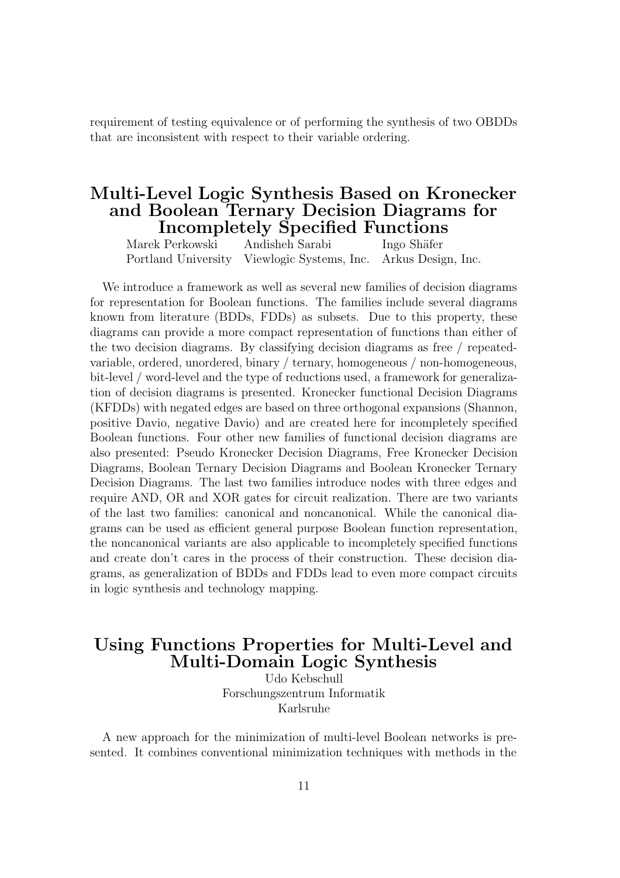requirement of testing equivalence or of performing the synthesis of two OBDDs that are inconsistent with respect to their variable ordering.

## Multi-Level Logic Synthesis Based on Kronecker and Boolean Ternary Decision Diagrams for Incompletely Specified Functions

| Marek Perkowski | Andisheh Sarabi | Ingo Shäfer |
|---|---|---|
| Portland University | Viewlogic Systems, Inc. | Arkus Design, Inc. |

We introduce a framework as well as several new families of decision diagrams for representation for Boolean functions. The families include several diagrams known from literature (BDDs, FDDs) as subsets. Due to this property, these diagrams can provide a more compact representation of functions than either of the two decision diagrams. By classifying decision diagrams as free / repeated-variable, ordered, unordered, binary / ternary, homogeneous / non-homogeneous, bit-level / word-level and the type of reductions used, a framework for generalization of decision diagrams is presented. Kronecker functional Decision Diagrams (KFDDs) with negated edges are based on three orthogonal expansions (Shannon, positive Davio, negative Davio) and are created here for incompletely specified Boolean functions. Four other new families of functional decision diagrams are also presented: Pseudo Kronecker Decision Diagrams, Free Kronecker Decision Diagrams, Boolean Ternary Decision Diagrams and Boolean Kronecker Ternary Decision Diagrams. The last two families introduce nodes with three edges and require AND, OR and XOR gates for circuit realization. There are two variants of the last two families: canonical and noncanonical. While the canonical diagrams can be used as efficient general purpose Boolean function representation, the noncanonical variants are also applicable to incompletely specified functions and create don't cares in the process of their construction. These decision diagrams, as generalization of BDDs and FDDs lead to even more compact circuits in logic synthesis and technology mapping.

## Using Functions Properties for Multi-Level and Multi-Domain Logic Synthesis

Udo Kebschull
Forschungszentrum Informatik
Karlsruhe

A new approach for the minimization of multi-level Boolean networks is presented. It combines conventional minimization techniques with methods in the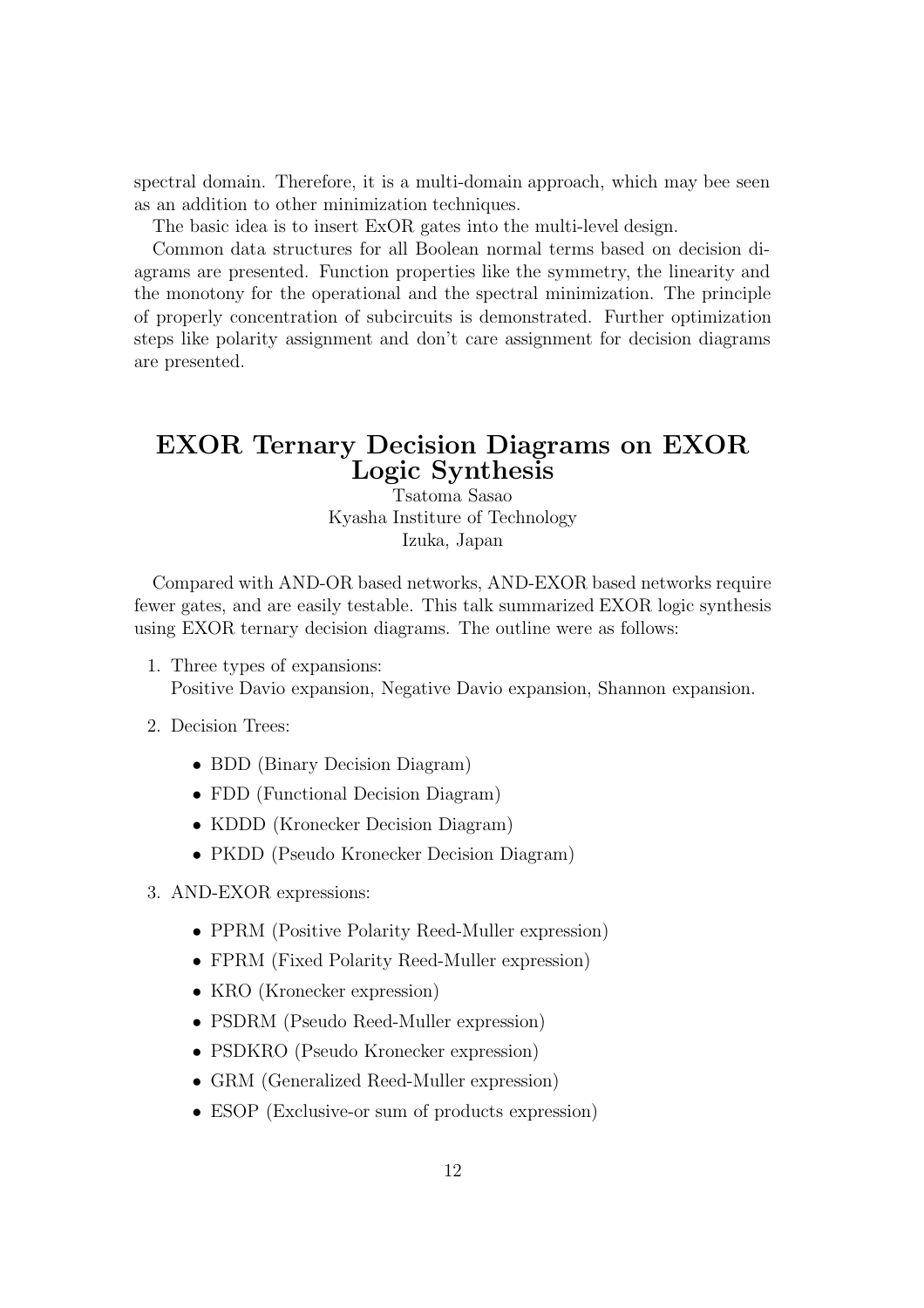spectral domain. Therefore, it is a multi-domain approach, which may bee seen as an addition to other minimization techniques.

The basic idea is to insert ExOR gates into the multi-level design.

Common data structures for all Boolean normal terms based on decision diagrams are presented. Function properties like the symmetry, the linearity and the monotony for the operational and the spectral minimization. The principle of properly concentration of subcircuits is demonstrated. Further optimization steps like polarity assignment and don't care assignment for decision diagrams are presented.

## EXOR Ternary Decision Diagrams on EXOR Logic Synthesis

Tsatoma Sasao
Kyasha Institure of Technology
Izuka, Japan

Compared with AND-OR based networks, AND-EXOR based networks require fewer gates, and are easily testable. This talk summarized EXOR logic synthesis using EXOR ternary decision diagrams. The outline were as follows:

1. Three types of expansions:
   Positive Davio expansion, Negative Davio expansion, Shannon expansion.
2. Decision Trees:
   - BDD (Binary Decision Diagram)
   - FDD (Functional Decision Diagram)
   - KDDD (Kronecker Decision Diagram)
   - PKDD (Pseudo Kronecker Decision Diagram)
3. AND-EXOR expressions:
   - PPRM (Positive Polarity Reed-Muller expression)
   - FPRM (Fixed Polarity Reed-Muller expression)
   - KRO (Kronecker expression)
   - PSDRM (Pseudo Reed-Muller expression)
   - PSDKRO (Pseudo Kronecker expression)
   - GRM (Generalized Reed-Muller expression)
   - ESOP (Exclusive-or sum of products expression)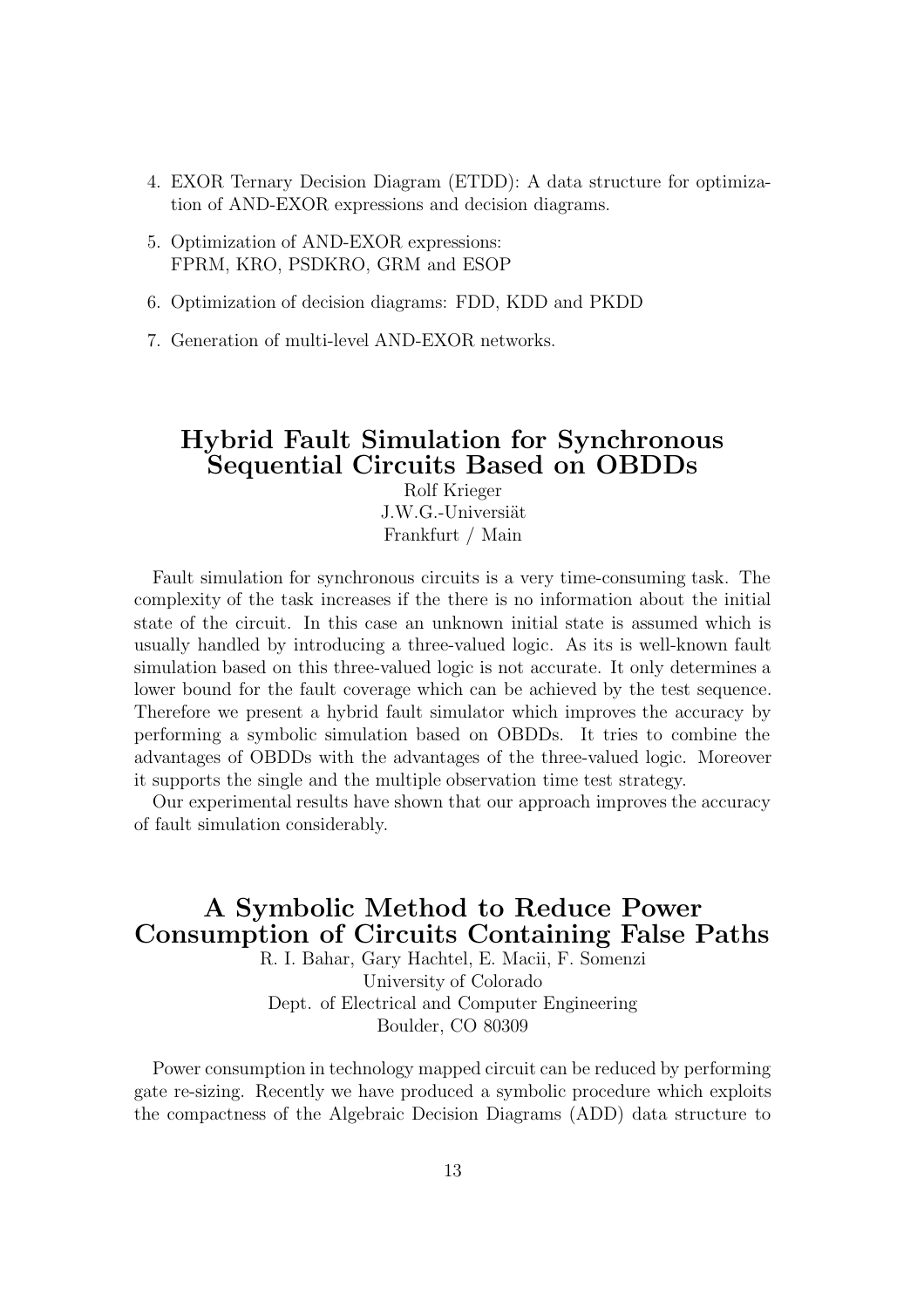4. EXOR Ternary Decision Diagram (ETDD): A data structure for optimization of AND-EXOR expressions and decision diagrams.

5. Optimization of AND-EXOR expressions:
   FPRM, KRO, PSDKRO, GRM and ESOP

6. Optimization of decision diagrams: FDD, KDD and PKDD

7. Generation of multi-level AND-EXOR networks.

## Hybrid Fault Simulation for Synchronous Sequential Circuits Based on OBDDs

Rolf Krieger
J.W.G.-Universiät
Frankfurt / Main

Fault simulation for synchronous circuits is a very time-consuming task. The complexity of the task increases if the there is no information about the initial state of the circuit. In this case an unknown initial state is assumed which is usually handled by introducing a three-valued logic. As its is well-known fault simulation based on this three-valued logic is not accurate. It only determines a lower bound for the fault coverage which can be achieved by the test sequence. Therefore we present a hybrid fault simulator which improves the accuracy by performing a symbolic simulation based on OBDDs. It tries to combine the advantages of OBDDs with the advantages of the three-valued logic. Moreover it supports the single and the multiple observation time test strategy.

Our experimental results have shown that our approach improves the accuracy of fault simulation considerably.

## A Symbolic Method to Reduce Power Consumption of Circuits Containing False Paths

R. I. Bahar, Gary Hachtel, E. Macii, F. Somenzi
University of Colorado
Dept. of Electrical and Computer Engineering
Boulder, CO 80309

Power consumption in technology mapped circuit can be reduced by performing gate re-sizing. Recently we have produced a symbolic procedure which exploits the compactness of the Algebraic Decision Diagrams (ADD) data structure to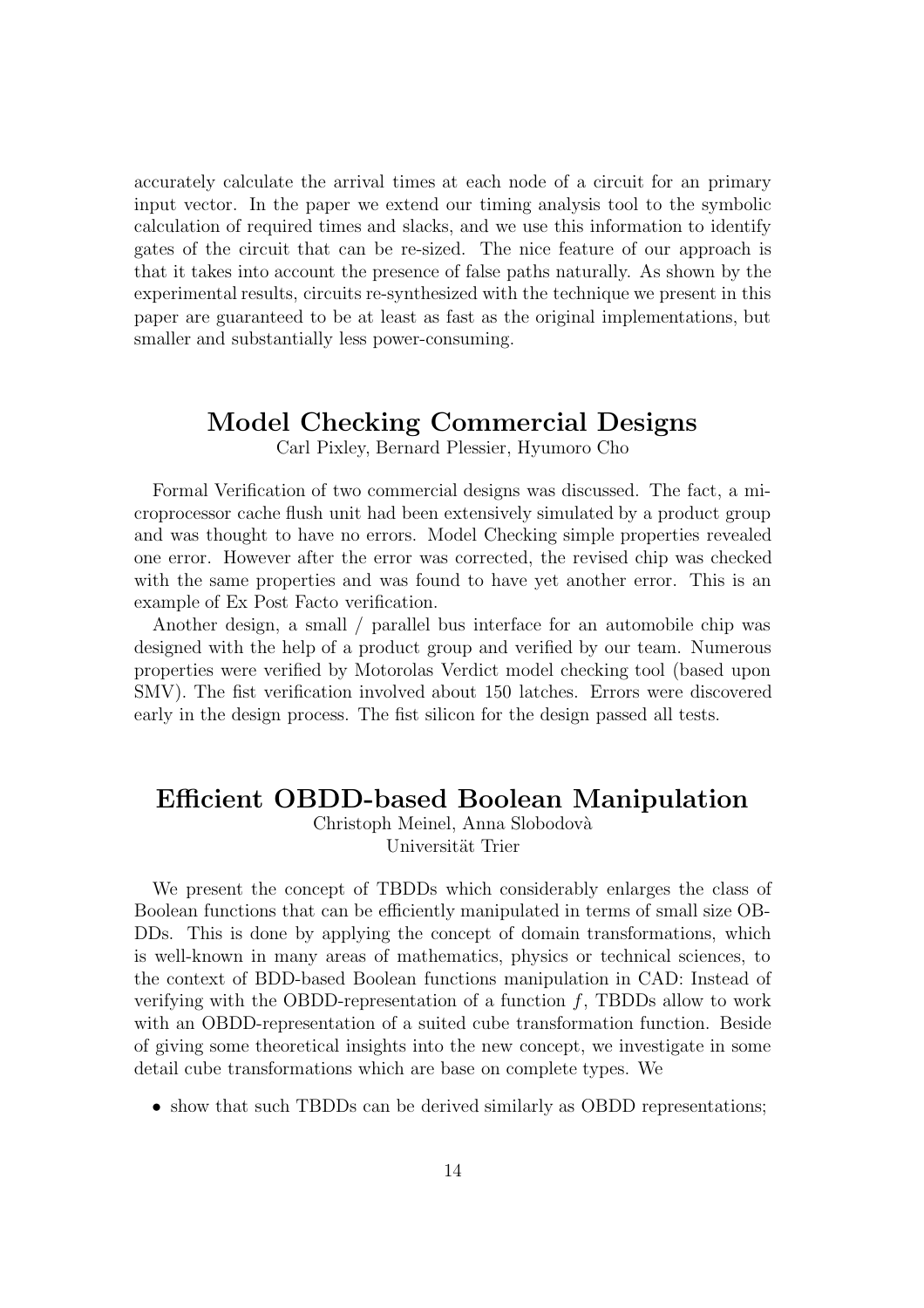accurately calculate the arrival times at each node of a circuit for an primary input vector. In the paper we extend our timing analysis tool to the symbolic calculation of required times and slacks, and we use this information to identify gates of the circuit that can be re-sized. The nice feature of our approach is that it takes into account the presence of false paths naturally. As shown by the experimental results, circuits re-synthesized with the technique we present in this paper are guaranteed to be at least as fast as the original implementations, but smaller and substantially less power-consuming.

## Model Checking Commercial Designs

Carl Pixley, Bernard Plessier, Hyumoro Cho

Formal Verification of two commercial designs was discussed. The fact, a microprocessor cache flush unit had been extensively simulated by a product group and was thought to have no errors. Model Checking simple properties revealed one error. However after the error was corrected, the revised chip was checked with the same properties and was found to have yet another error. This is an example of Ex Post Facto verification.

Another design, a small / parallel bus interface for an automobile chip was designed with the help of a product group and verified by our team. Numerous properties were verified by Motorolas Verdict model checking tool (based upon SMV). The fist verification involved about 150 latches. Errors were discovered early in the design process. The fist silicon for the design passed all tests.

## Efficient OBDD-based Boolean Manipulation

Christoph Meinel, Anna Slobodovà
Universität Trier

We present the concept of TBDDs which considerably enlarges the class of Boolean functions that can be efficiently manipulated in terms of small size OBDDs. This is done by applying the concept of domain transformations, which is well-known in many areas of mathematics, physics or technical sciences, to the context of BDD-based Boolean functions manipulation in CAD: Instead of verifying with the OBDD-representation of a function $f$, TBDDs allow to work with an OBDD-representation of a suited cube transformation function. Beside of giving some theoretical insights into the new concept, we investigate in some detail cube transformations which are base on complete types. We

- show that such TBDDs can be derived similarly as OBDD representations;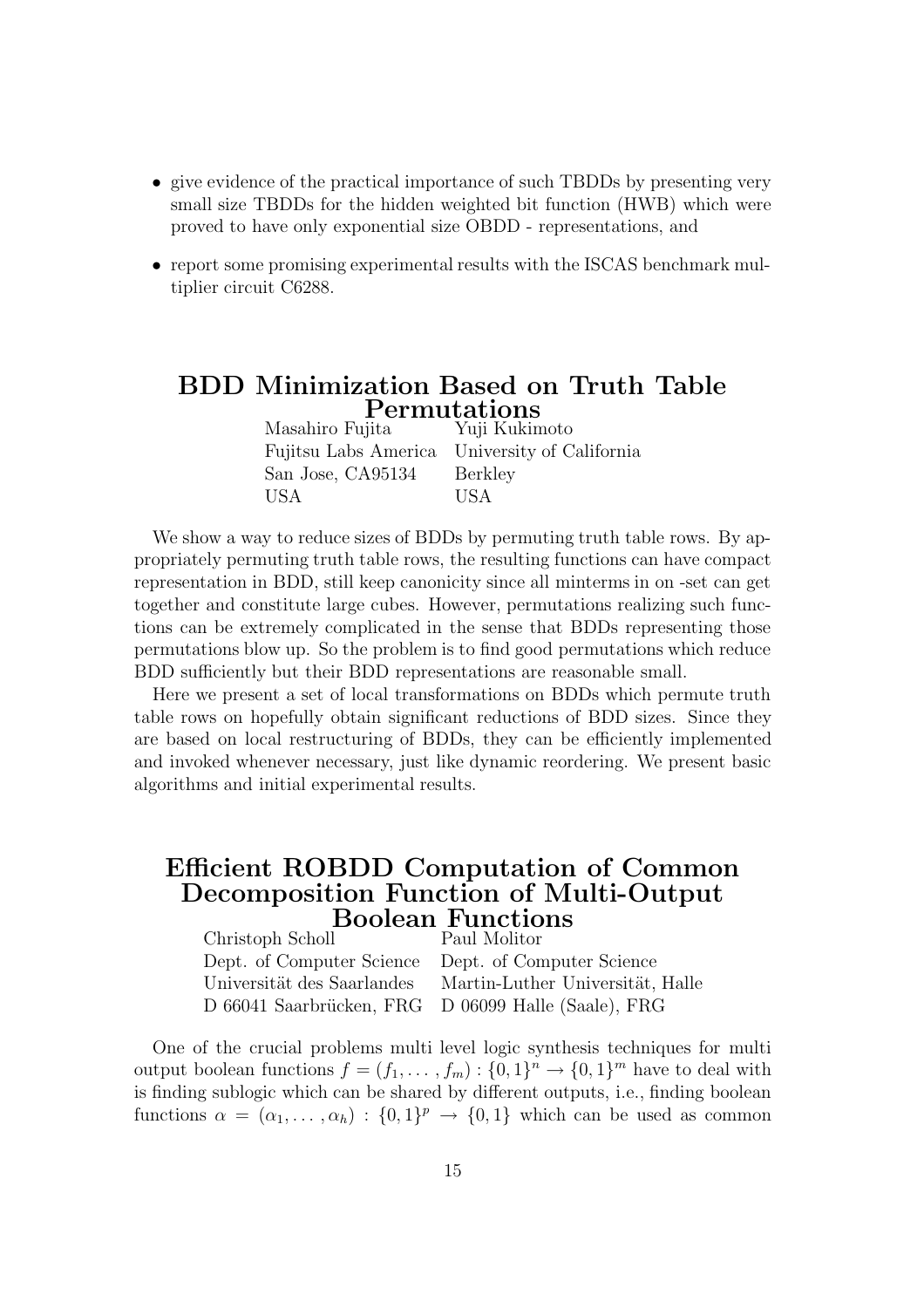- give evidence of the practical importance of such TBDDs by presenting very small size TBDDs for the hidden weighted bit function (HWB) which were proved to have only exponential size OBDD - representations, and
- report some promising experimental results with the ISCAS benchmark multiplier circuit C6288.

## BDD Minimization Based on Truth Table Permutations

| Masahiro Fujita | Yuji Kukimoto |
|---|---|
| Fujitsu Labs America | University of California |
| San Jose, CA95134 | Berkley |
| USA | USA |

We show a way to reduce sizes of BDDs by permuting truth table rows. By appropriately permuting truth table rows, the resulting functions can have compact representation in BDD, still keep canonicity since all minterms in on -set can get together and constitute large cubes. However, permutations realizing such functions can be extremely complicated in the sense that BDDs representing those permutations blow up. So the problem is to find good permutations which reduce BDD sufficiently but their BDD representations are reasonable small.

Here we present a set of local transformations on BDDs which permute truth table rows on hopefully obtain significant reductions of BDD sizes. Since they are based on local restructuring of BDDs, they can be efficiently implemented and invoked whenever necessary, just like dynamic reordering. We present basic algorithms and initial experimental results.

## Efficient ROBDD Computation of Common Decomposition Function of Multi-Output Boolean Functions

| Christoph Scholl | Paul Molitor |
|---|---|
| Dept. of Computer Science | Dept. of Computer Science |
| Universität des Saarlandes | Martin-Luther Universität, Halle |
| D 66041 Saarbrücken, FRG | D 06099 Halle (Saale), FRG |

One of the crucial problems multi level logic synthesis techniques for multi output boolean functions $f = (f_1, \ldots, f_m) : \{0,1\}^n \rightarrow \{0,1\}^m$ have to deal with is finding sublogic which can be shared by different outputs, i.e., finding boolean functions $\alpha = (\alpha_1, \ldots, \alpha_h) : \{0,1\}^p \rightarrow \{0,1\}$ which can be used as common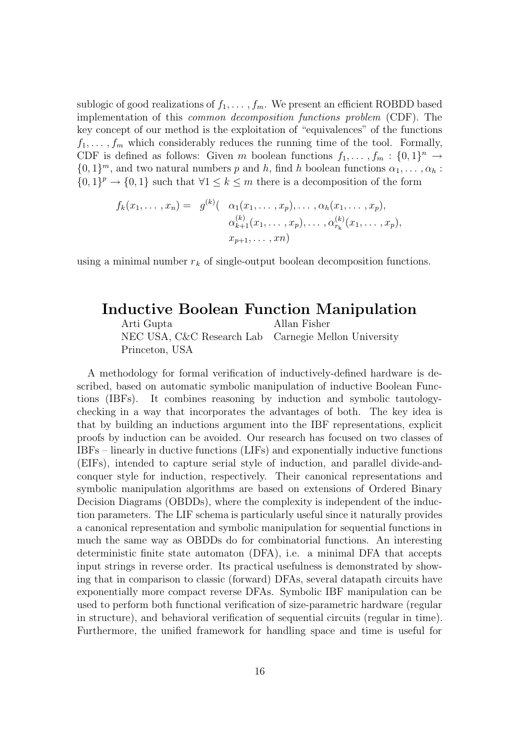sublogic of good realizations of $f_1, \ldots, f_m$. We present an efficient ROBDD based implementation of this *common decomposition functions problem* (CDF). The key concept of our method is the exploitation of "equivalences" of the functions $f_1, \ldots, f_m$ which considerably reduces the running time of the tool. Formally, CDF is defined as follows: Given $m$ boolean functions $f_1, \ldots, f_m : \{0,1\}^n \to \{0,1\}^m$, and two natural numbers $p$ and $h$, find $h$ boolean functions $\alpha_1, \ldots, \alpha_h : \{0,1\}^p \to \{0,1\}$ such that $\forall 1 \leq k \leq m$ there is a decomposition of the form

$$\begin{aligned} f_k(x_1, \ldots, x_n) = \quad g^{(k)}( \quad & \alpha_1(x_1, \ldots, x_p), \ldots, \alpha_h(x_1, \ldots, x_p), \\ & \alpha_{k+1}^{(k)}(x_1, \ldots, x_p), \ldots, \alpha_{r_k}^{(k)}(x_1, \ldots, x_p), \\ & x_{p+1}, \ldots, xn) \end{aligned}$$

using a minimal number $r_k$ of single-output boolean decomposition functions.

## Inductive Boolean Function Manipulation

Arti Gupta
NEC USA, C&C Research Lab
Princeton, USA

Allan Fisher
Carnegie Mellon University

A methodology for formal verification of inductively-defined hardware is described, based on automatic symbolic manipulation of inductive Boolean Functions (IBFs). It combines reasoning by induction and symbolic tautology-checking in a way that incorporates the advantages of both. The key idea is that by building an inductions argument into the IBF representations, explicit proofs by induction can be avoided. Our research has focused on two classes of IBFs – linearly in ductive functions (LIFs) and exponentially inductive functions (EIFs), intended to capture serial style of induction, and parallel divide-and-conquer style for induction, respectively. Their canonical representations and symbolic manipulation algorithms are based on extensions of Ordered Binary Decision Diagrams (OBDDs), where the complexity is independent of the induction parameters. The LIF schema is particularly useful since it naturally provides a canonical representation and symbolic manipulation for sequential functions in much the same way as OBDDs do for combinatorial functions. An interesting deterministic finite state automaton (DFA), i.e. a minimal DFA that accepts input strings in reverse order. Its practical usefulness is demonstrated by showing that in comparison to classic (forward) DFAs, several datapath circuits have exponentially more compact reverse DFAs. Symbolic IBF manipulation can be used to perform both functional verification of size-parametric hardware (regular in structure), and behavioral verification of sequential circuits (regular in time). Furthermore, the unified framework for handling space and time is useful for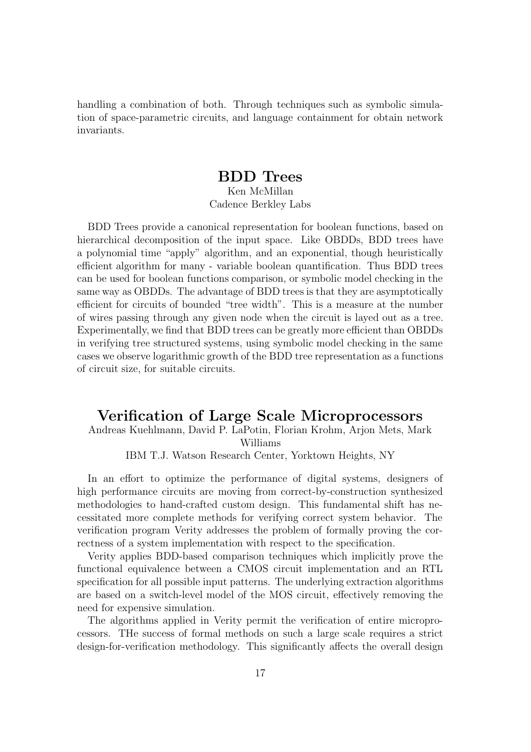handling a combination of both. Through techniques such as symbolic simulation of space-parametric circuits, and language containment for obtain network invariants.

## BDD Trees

Ken McMillan
Cadence Berkley Labs

BDD Trees provide a canonical representation for boolean functions, based on hierarchical decomposition of the input space. Like OBDDs, BDD trees have a polynomial time "apply" algorithm, and an exponential, though heuristically efficient algorithm for many - variable boolean quantification. Thus BDD trees can be used for boolean functions comparison, or symbolic model checking in the same way as OBDDs. The advantage of BDD trees is that they are asymptotically efficient for circuits of bounded "tree width". This is a measure at the number of wires passing through any given node when the circuit is layed out as a tree. Experimentally, we find that BDD trees can be greatly more efficient than OBDDs in verifying tree structured systems, using symbolic model checking in the same cases we observe logarithmic growth of the BDD tree representation as a functions of circuit size, for suitable circuits.

## Verification of Large Scale Microprocessors

Andreas Kuehlmann, David P. LaPotin, Florian Krohm, Arjon Mets, Mark Williams
IBM T.J. Watson Research Center, Yorktown Heights, NY

In an effort to optimize the performance of digital systems, designers of high performance circuits are moving from correct-by-construction synthesized methodologies to hand-crafted custom design. This fundamental shift has necessitated more complete methods for verifying correct system behavior. The verification program Verity addresses the problem of formally proving the correctness of a system implementation with respect to the specification.

Verity applies BDD-based comparison techniques which implicitly prove the functional equivalence between a CMOS circuit implementation and an RTL specification for all possible input patterns. The underlying extraction algorithms are based on a switch-level model of the MOS circuit, effectively removing the need for expensive simulation.

The algorithms applied in Verity permit the verification of entire microprocessors. THe success of formal methods on such a large scale requires a strict design-for-verification methodology. This significantly affects the overall design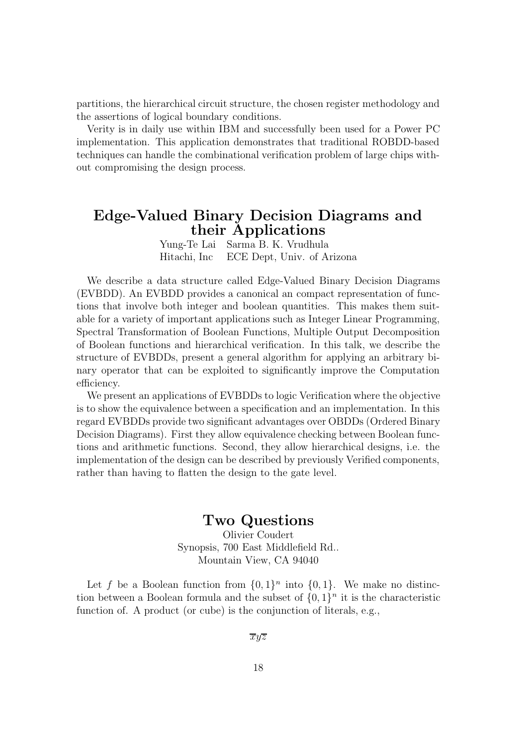partitions, the hierarchical circuit structure, the chosen register methodology and the assertions of logical boundary conditions.

Verity is in daily use within IBM and successfully been used for a Power PC implementation. This application demonstrates that traditional ROBDD-based techniques can handle the combinational verification problem of large chips without compromising the design process.

## Edge-Valued Binary Decision Diagrams and their Applications

Yung-Te Lai  Sarma B. K. Vrudhula
Hitachi, Inc  ECE Dept, Univ. of Arizona

We describe a data structure called Edge-Valued Binary Decision Diagrams (EVBDD). An EVBDD provides a canonical an compact representation of functions that involve both integer and boolean quantities. This makes them suitable for a variety of important applications such as Integer Linear Programming, Spectral Transformation of Boolean Functions, Multiple Output Decomposition of Boolean functions and hierarchical verification. In this talk, we describe the structure of EVBDDs, present a general algorithm for applying an arbitrary binary operator that can be exploited to significantly improve the Computation efficiency.

We present an applications of EVBDDs to logic Verification where the objective is to show the equivalence between a specification and an implementation. In this regard EVBDDs provide two significant advantages over OBDDs (Ordered Binary Decision Diagrams). First they allow equivalence checking between Boolean functions and arithmetic functions. Second, they allow hierarchical designs, i.e. the implementation of the design can be described by previously Verified components, rather than having to flatten the design to the gate level.

## Two Questions

Olivier Coudert
Synopsis, 700 East Middlefield Rd..
Mountain View, CA 94040

Let $f$ be a Boolean function from $\{0,1\}^n$ into $\{0,1\}$. We make no distinction between a Boolean formula and the subset of $\{0,1\}^n$ it is the characteristic function of. A product (or cube) is the conjunction of literals, e.g.,

$$\overline{x}y\overline{z}$$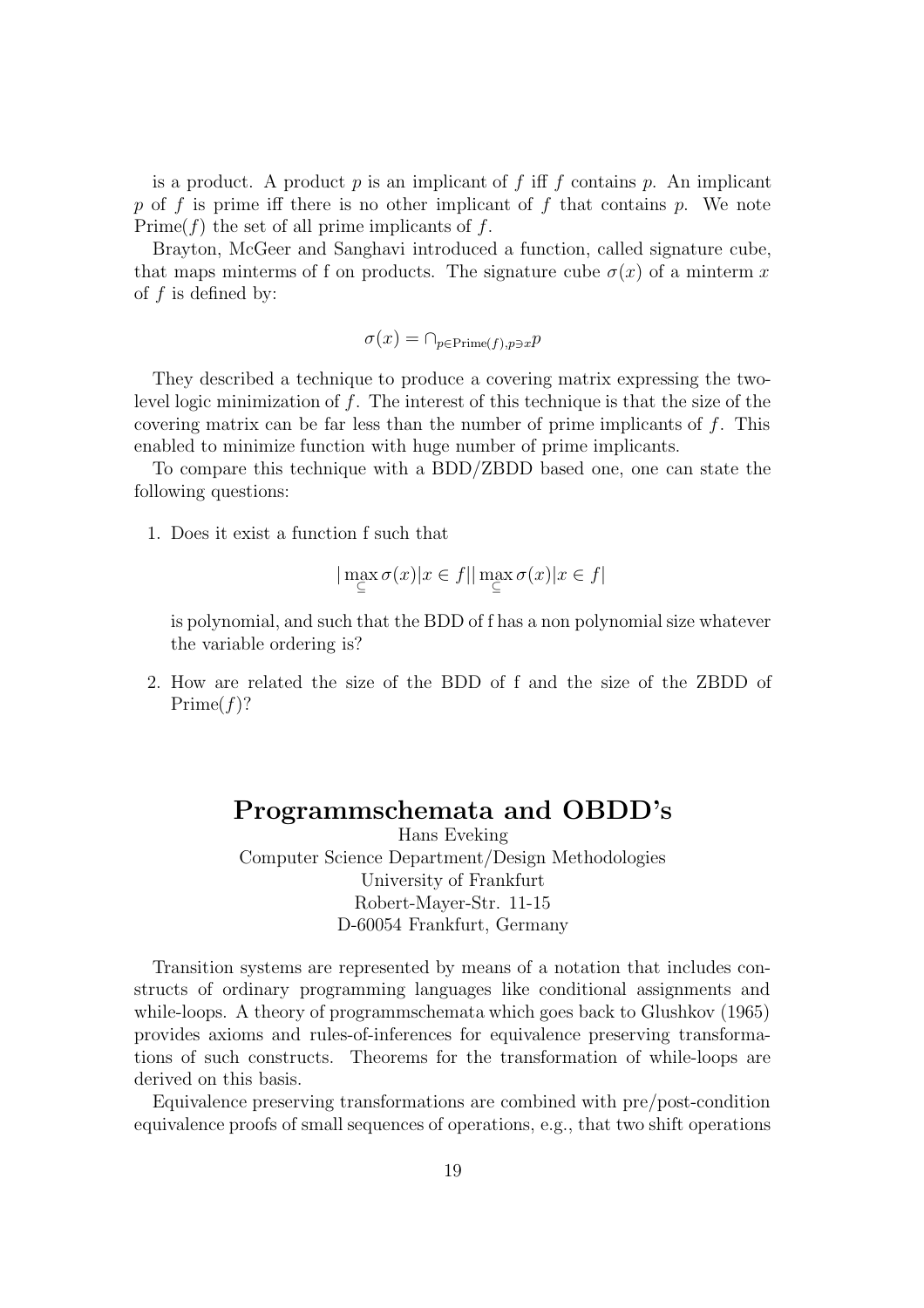is a product. A product $p$ is an implicant of $f$ iff $f$ contains $p$. An implicant $p$ of $f$ is prime iff there is no other implicant of $f$ that contains $p$. We note $\text{Prime}(f)$ the set of all prime implicants of $f$.

Brayton, McGeer and Sanghavi introduced a function, called signature cube, that maps minterms of f on products. The signature cube $\sigma(x)$ of a minterm $x$ of $f$ is defined by:

$$\sigma(x) = \cap_{p \in \text{Prime}(f), p \ni x} p$$

They described a technique to produce a covering matrix expressing the two-level logic minimization of $f$. The interest of this technique is that the size of the covering matrix can be far less than the number of prime implicants of $f$. This enabled to minimize function with huge number of prime implicants.

To compare this technique with a BDD/ZBDD based one, one can state the following questions:

1. Does it exist a function f such that

   $$|\max_{\subseteq} \sigma(x) | x \in f || \max_{\subseteq} \sigma(x) | x \in f|$$

   is polynomial, and such that the BDD of f has a non polynomial size whatever the variable ordering is?

2. How are related the size of the BDD of f and the size of the ZBDD of $\text{Prime}(f)$?

## Programmschemata and OBDD's

Hans Eveking
Computer Science Department/Design Methodologies
University of Frankfurt
Robert-Mayer-Str. 11-15
D-60054 Frankfurt, Germany

Transition systems are represented by means of a notation that includes constructs of ordinary programming languages like conditional assignments and while-loops. A theory of programmschemata which goes back to Glushkov (1965) provides axioms and rules-of-inferences for equivalence preserving transformations of such constructs. Theorems for the transformation of while-loops are derived on this basis.

Equivalence preserving transformations are combined with pre/post-condition equivalence proofs of small sequences of operations, e.g., that two shift operations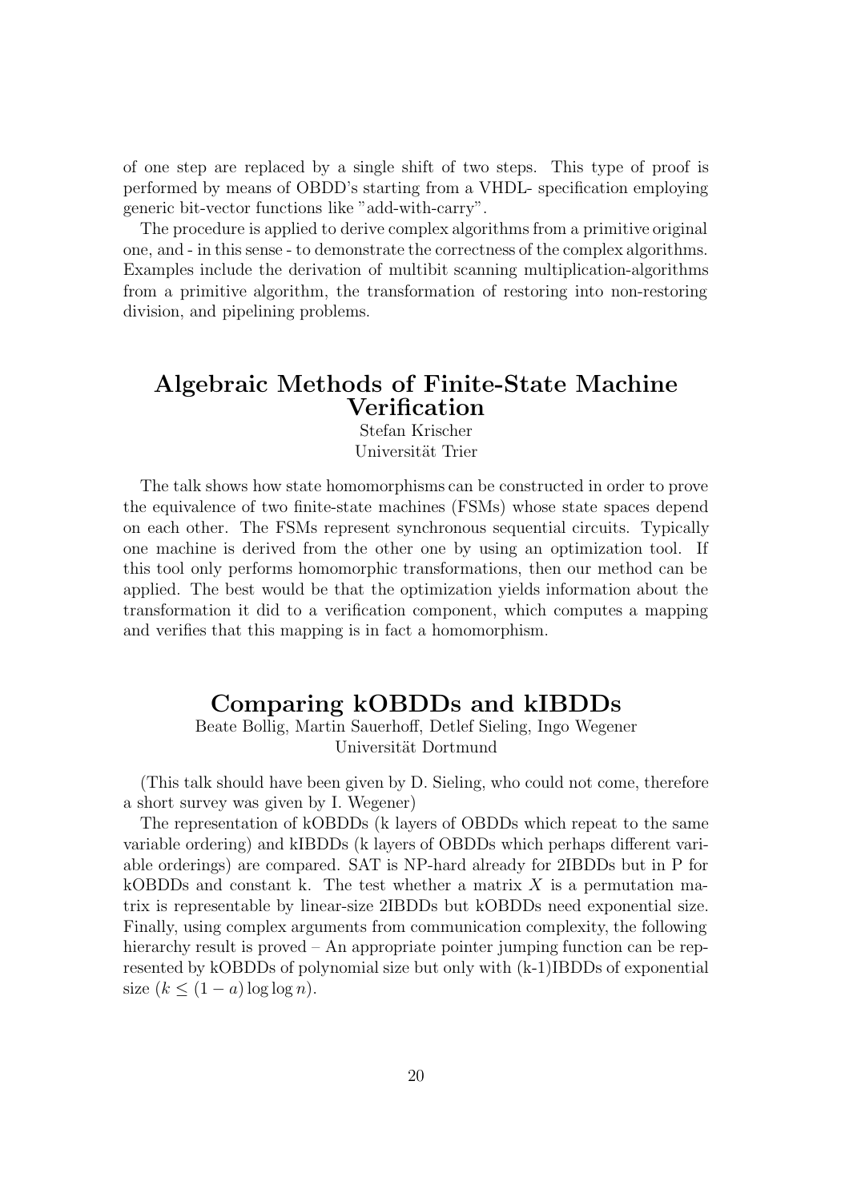of one step are replaced by a single shift of two steps. This type of proof is performed by means of OBDD's starting from a VHDL- specification employing generic bit-vector functions like "add-with-carry".

The procedure is applied to derive complex algorithms from a primitive original one, and - in this sense - to demonstrate the correctness of the complex algorithms. Examples include the derivation of multibit scanning multiplication-algorithms from a primitive algorithm, the transformation of restoring into non-restoring division, and pipelining problems.

## Algebraic Methods of Finite-State Machine Verification

Stefan Krischer
Universität Trier

The talk shows how state homomorphisms can be constructed in order to prove the equivalence of two finite-state machines (FSMs) whose state spaces depend on each other. The FSMs represent synchronous sequential circuits. Typically one machine is derived from the other one by using an optimization tool. If this tool only performs homomorphic transformations, then our method can be applied. The best would be that the optimization yields information about the transformation it did to a verification component, which computes a mapping and verifies that this mapping is in fact a homomorphism.

## Comparing kOBDDs and kIBDDs

Beate Bollig, Martin Sauerhoff, Detlef Sieling, Ingo Wegener
Universität Dortmund

(This talk should have been given by D. Sieling, who could not come, therefore a short survey was given by I. Wegener)

The representation of kOBDDs (k layers of OBDDs which repeat to the same variable ordering) and kIBDDs (k layers of OBDDs which perhaps different variable orderings) are compared. SAT is NP-hard already for 2IBDDs but in P for kOBDDs and constant k. The test whether a matrix $X$ is a permutation matrix is representable by linear-size 2IBDDs but kOBDDs need exponential size. Finally, using complex arguments from communication complexity, the following hierarchy result is proved – An appropriate pointer jumping function can be represented by kOBDDs of polynomial size but only with (k-1)IBDDs of exponential size ($k \leq (1-a) \log \log n$).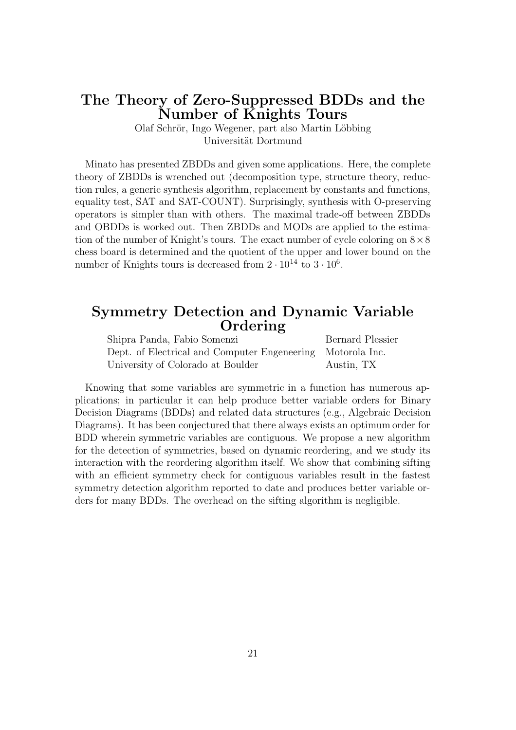## The Theory of Zero-Suppressed BDDs and the Number of Knights Tours

Olaf Schrör, Ingo Wegener, part also Martin Löbbing
Universität Dortmund

Minato has presented ZBDDs and given some applications. Here, the complete theory of ZBDDs is wrenched out (decomposition type, structure theory, reduction rules, a generic synthesis algorithm, replacement by constants and functions, equality test, SAT and SAT-COUNT). Surprisingly, synthesis with O-preserving operators is simpler than with others. The maximal trade-off between ZBDDs and OBDDs is worked out. Then ZBDDs and MODs are applied to the estimation of the number of Knight's tours. The exact number of cycle coloring on $8 \times 8$ chess board is determined and the quotient of the upper and lower bound on the number of Knights tours is decreased from $2 \cdot 10^{14}$ to $3 \cdot 10^{6}$.

## Symmetry Detection and Dynamic Variable Ordering

Shipra Panda, Fabio Somenzi
Dept. of Electrical and Computer Engeneering
University of Colorado at Boulder

Bernard Plessier
Motorola Inc.
Austin, TX

Knowing that some variables are symmetric in a function has numerous applications; in particular it can help produce better variable orders for Binary Decision Diagrams (BDDs) and related data structures (e.g., Algebraic Decision Diagrams). It has been conjectured that there always exists an optimum order for BDD wherein symmetric variables are contiguous. We propose a new algorithm for the detection of symmetries, based on dynamic reordering, and we study its interaction with the reordering algorithm itself. We show that combining sifting with an efficient symmetry check for contiguous variables result in the fastest symmetry detection algorithm reported to date and produces better variable orders for many BDDs. The overhead on the sifting algorithm is negligible.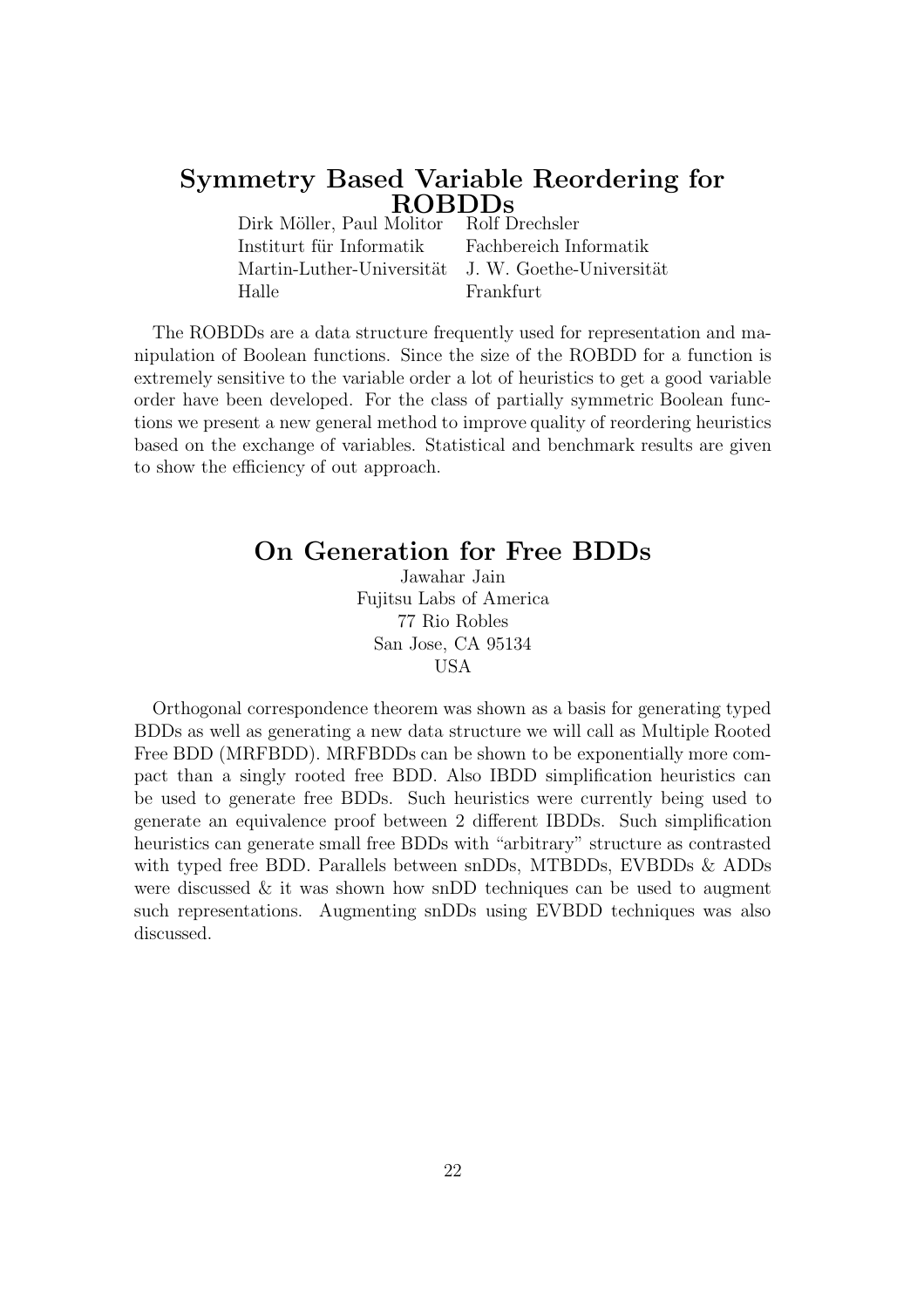## Symmetry Based Variable Reordering for ROBDDs

Dirk Möller, Paul Molitor
Institurt für Informatik
Martin-Luther-Universität
Halle

Rolf Drechsler
Fachbereich Informatik
J. W. Goethe-Universität
Frankfurt

The ROBDDs are a data structure frequently used for representation and manipulation of Boolean functions. Since the size of the ROBDD for a function is extremely sensitive to the variable order a lot of heuristics to get a good variable order have been developed. For the class of partially symmetric Boolean functions we present a new general method to improve quality of reordering heuristics based on the exchange of variables. Statistical and benchmark results are given to show the efficiency of out approach.

## On Generation for Free BDDs

Jawahar Jain
Fujitsu Labs of America
77 Rio Robles
San Jose, CA 95134
USA

Orthogonal correspondence theorem was shown as a basis for generating typed BDDs as well as generating a new data structure we will call as Multiple Rooted Free BDD (MRFBDD). MRFBDDs can be shown to be exponentially more compact than a singly rooted free BDD. Also IBDD simplification heuristics can be used to generate free BDDs. Such heuristics were currently being used to generate an equivalence proof between 2 different IBDDs. Such simplification heuristics can generate small free BDDs with "arbitrary" structure as contrasted with typed free BDD. Parallels between snDDs, MTBDDs, EVBDDs & ADDs were discussed & it was shown how snDD techniques can be used to augment such representations. Augmenting snDDs using EVBDD techniques was also discussed.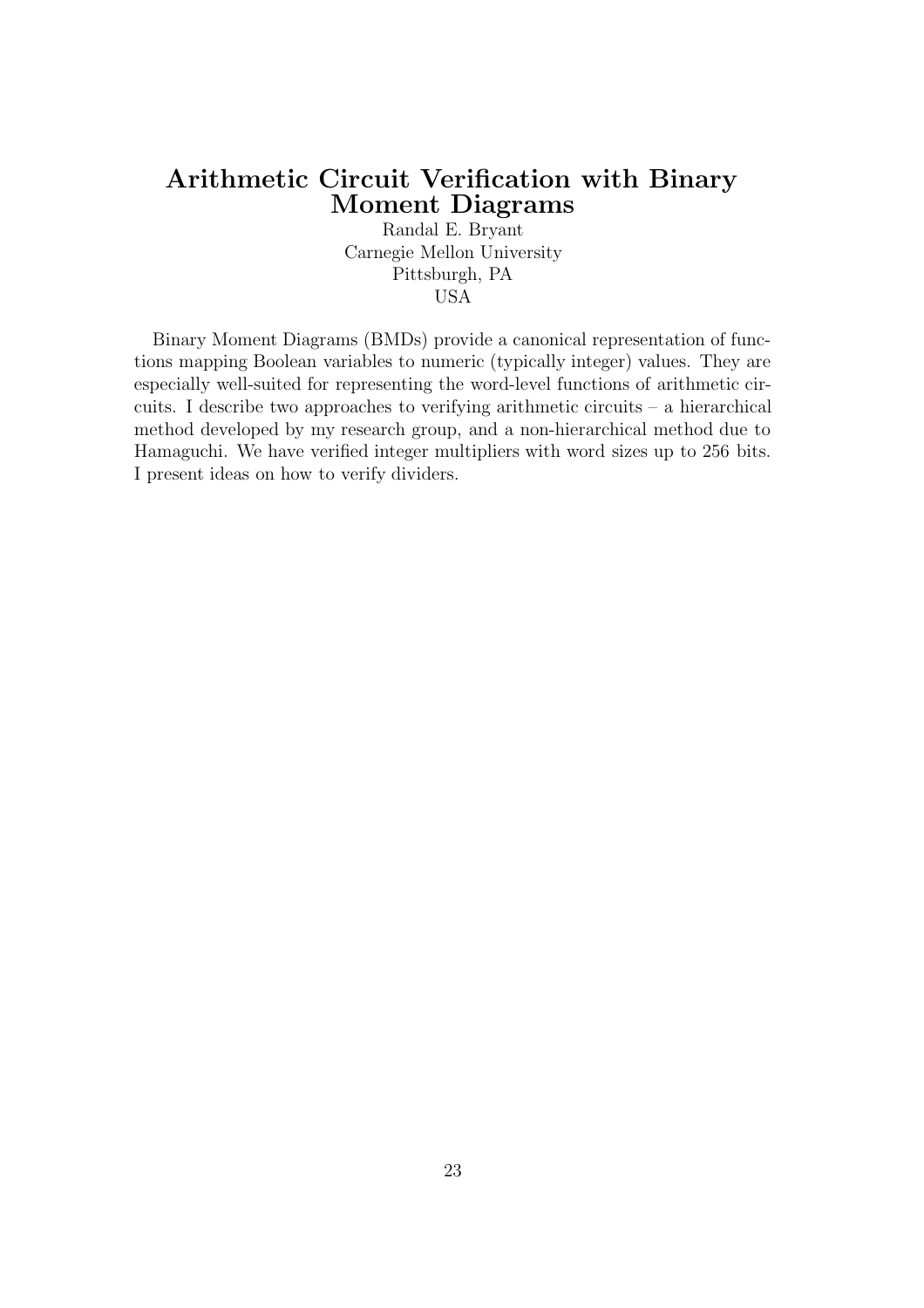# Arithmetic Circuit Verification with Binary Moment Diagrams

Randal E. Bryant
Carnegie Mellon University
Pittsburgh, PA
USA

Binary Moment Diagrams (BMDs) provide a canonical representation of functions mapping Boolean variables to numeric (typically integer) values. They are especially well-suited for representing the word-level functions of arithmetic circuits. I describe two approaches to verifying arithmetic circuits – a hierarchical method developed by my research group, and a non-hierarchical method due to Hamaguchi. We have verified integer multipliers with word sizes up to 256 bits. I present ideas on how to verify dividers.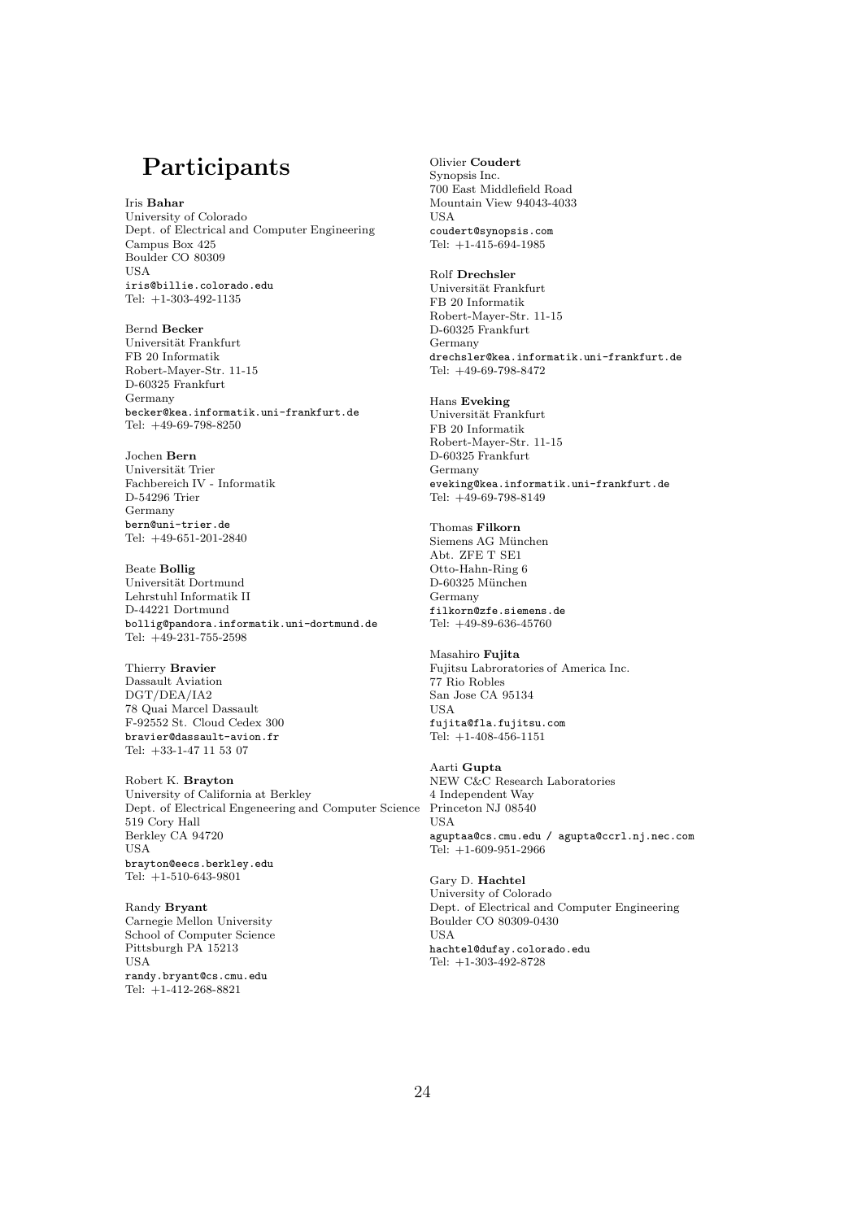# Participants

Iris **Bahar**
University of Colorado
Dept. of Electrical and Computer Engineering
Campus Box 425
Boulder CO 80309
USA
iris@billie.colorado.edu
Tel: +1-303-492-1135

Bernd **Becker**
Universität Frankfurt
FB 20 Informatik
Robert-Mayer-Str. 11-15
D-60325 Frankfurt
Germany
becker@kea.informatik.uni-frankfurt.de
Tel: +49-69-798-8250

Jochen **Bern**
Universität Trier
Fachbereich IV - Informatik
D-54296 Trier
Germany
bern@uni-trier.de
Tel: +49-651-201-2840

Beate **Bollig**
Universität Dortmund
Lehrstuhl Informatik II
D-44221 Dortmund
bollig@pandora.informatik.uni-dortmund.de
Tel: +49-231-755-2598

Thierry **Bravier**
Dassault Aviation
DGT/DEA/IA2
78 Quai Marcel Dassault
F-92552 St. Cloud Cedex 300
bravier@dassault-avion.fr
Tel: +33-1-47 11 53 07

Robert K. **Brayton**
University of California at Berkley
Dept. of Electrical Engeneering and Computer Science
519 Cory Hall
Berkley CA 94720
USA
brayton@eecs.berkley.edu
Tel: +1-510-643-9801

Randy **Bryant**
Carnegie Mellon University
School of Computer Science
Pittsburgh PA 15213
USA
randy.bryant@cs.cmu.edu
Tel: +1-412-268-8821

Olivier **Coudert**
Synopsis Inc.
700 East Middlefield Road
Mountain View 94043-4033
USA
coudert@synopsis.com
Tel: +1-415-694-1985

Rolf **Drechsler**
Universität Frankfurt
FB 20 Informatik
Robert-Mayer-Str. 11-15
D-60325 Frankfurt
Germany
drechsler@kea.informatik.uni-frankfurt.de
Tel: +49-69-798-8472

Hans **Eveking**
Universität Frankfurt
FB 20 Informatik
Robert-Mayer-Str. 11-15
D-60325 Frankfurt
Germany
eveking@kea.informatik.uni-frankfurt.de
Tel: +49-69-798-8149

Thomas **Filkorn**
Siemens AG München
Abt. ZFE T SE1
Otto-Hahn-Ring 6
D-60325 München
Germany
filkorn@zfe.siemens.de
Tel: +49-89-636-45760

Masahiro **Fujita**
Fujitsu Labroratories of America Inc.
77 Rio Robles
San Jose CA 95134
USA
fujita@fla.fujitsu.com
Tel: +1-408-456-1151

Aarti **Gupta**
NEW C&C Research Laboratories
4 Independent Way
Princeton NJ 08540
USA
aguptaa@cs.cmu.edu / agupta@ccrl.nj.nec.com
Tel: +1-609-951-2966

Gary D. **Hachtel**
University of Colorado
Dept. of Electrical and Computer Engineering
Boulder CO 80309-0430
USA
hachtel@dufay.colorado.edu
Tel: +1-303-492-8728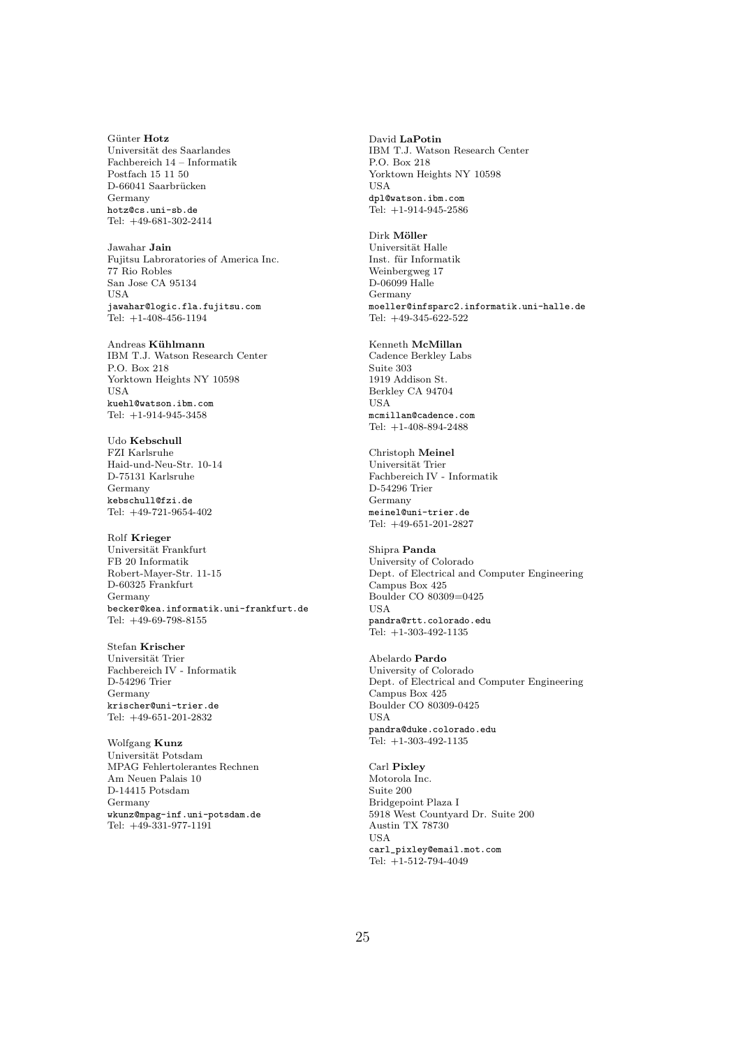Günter **Hotz**
Universität des Saarlandes
Fachbereich 14 – Informatik
Postfach 15 11 50
D-66041 Saarbrücken
Germany
hotz@cs.uni-sb.de
Tel: +49-681-302-2414

Jawahar **Jain**
Fujitsu Labroratories of America Inc.
77 Rio Robles
San Jose CA 95134
USA
jawahar@logic.fla.fujitsu.com
Tel: +1-408-456-1194

Andreas **Kühlmann**
IBM T.J. Watson Research Center
P.O. Box 218
Yorktown Heights NY 10598
USA
kuehl@watson.ibm.com
Tel: +1-914-945-3458

Udo **Kebschull**
FZI Karlsruhe
Haid-und-Neu-Str. 10-14
D-75131 Karlsruhe
Germany
kebschull@fzi.de
Tel: +49-721-9654-402

Rolf **Krieger**
Universität Frankfurt
FB 20 Informatik
Robert-Mayer-Str. 11-15
D-60325 Frankfurt
Germany
becker@kea.informatik.uni-frankfurt.de
Tel: +49-69-798-8155

Stefan **Krischer**
Universität Trier
Fachbereich IV - Informatik
D-54296 Trier
Germany
krischer@uni-trier.de
Tel: +49-651-201-2832

Wolfgang **Kunz**
Universität Potsdam
MPAG Fehlertolerantes Rechnen
Am Neuen Palais 10
D-14415 Potsdam
Germany
wkunz@mpag-inf.uni-potsdam.de
Tel: +49-331-977-1191

David **LaPotin**
IBM T.J. Watson Research Center
P.O. Box 218
Yorktown Heights NY 10598
USA
dpl@watson.ibm.com
Tel: +1-914-945-2586

Dirk **Möller**
Universität Halle
Inst. für Informatik
Weinbergweg 17
D-06099 Halle
Germany
moeller@infsparc2.informatik.uni-halle.de
Tel: +49-345-622-522

Kenneth **McMillan**
Cadence Berkley Labs
Suite 303
1919 Addison St.
Berkley CA 94704
USA
mcmillan@cadence.com
Tel: +1-408-894-2488

Christoph **Meinel**
Universität Trier
Fachbereich IV - Informatik
D-54296 Trier
Germany
meinel@uni-trier.de
Tel: +49-651-201-2827

Shipra **Panda**
University of Colorado
Dept. of Electrical and Computer Engineering
Campus Box 425
Boulder CO 80309=0425
USA
pandra@rtt.colorado.edu
Tel: +1-303-492-1135

Abelardo **Pardo**
University of Colorado
Dept. of Electrical and Computer Engineering
Campus Box 425
Boulder CO 80309-0425
USA
pandra@duke.colorado.edu
Tel: +1-303-492-1135

Carl **Pixley**
Motorola Inc.
Suite 200
Bridgepoint Plaza I
5918 West Countyard Dr. Suite 200
Austin TX 78730
USA
carl_pixley@email.mot.com
Tel: +1-512-794-4049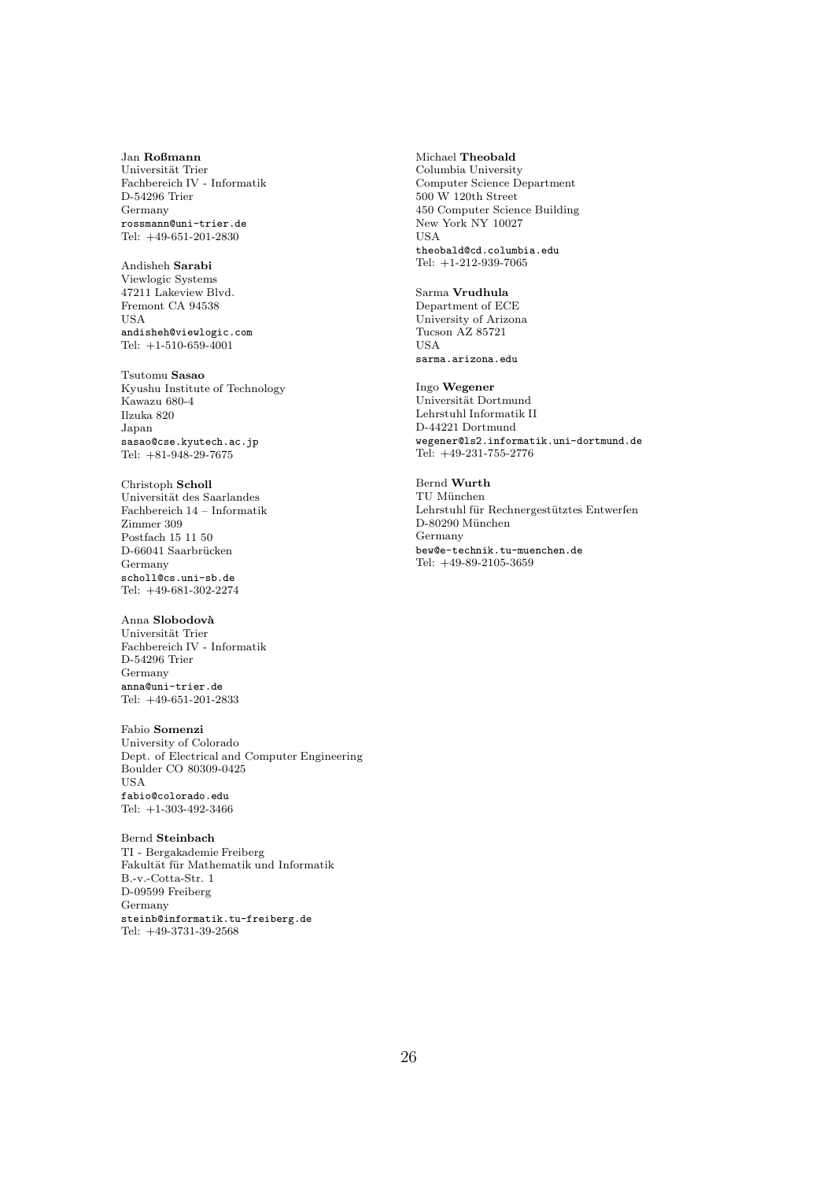Jan **Roßmann**
Universität Trier
Fachbereich IV - Informatik
D-54296 Trier
Germany
rossmann@uni-trier.de
Tel: +49-651-201-2830

Andisheh **Sarabi**
Viewlogic Systems
47211 Lakeview Blvd.
Fremont CA 94538
USA
andisheh@viewlogic.com
Tel: +1-510-659-4001

Tsutomu **Sasao**
Kyushu Institute of Technology
Kawazu 680-4
Ilzuka 820
Japan
sasao@cse.kyutech.ac.jp
Tel: +81-948-29-7675

Christoph **Scholl**
Universität des Saarlandes
Fachbereich 14 – Informatik
Zimmer 309
Postfach 15 11 50
D-66041 Saarbrücken
Germany
scholl@cs.uni-sb.de
Tel: +49-681-302-2274

Anna **Slobodovà**
Universität Trier
Fachbereich IV - Informatik
D-54296 Trier
Germany
anna@uni-trier.de
Tel: +49-651-201-2833

Fabio **Somenzi**
University of Colorado
Dept. of Electrical and Computer Engineering
Boulder CO 80309-0425
USA
fabio@colorado.edu
Tel: +1-303-492-3466

Bernd **Steinbach**
TI - Bergakademie Freiberg
Fakultät für Mathematik und Informatik
B.-v.-Cotta-Str. 1
D-09599 Freiberg
Germany
steinb@informatik.tu-freiberg.de
Tel: +49-3731-39-2568

Michael **Theobald**
Columbia University
Computer Science Department
500 W 120th Street
450 Computer Science Building
New York NY 10027
USA
theobald@cd.columbia.edu
Tel: +1-212-939-7065

Sarma **Vrudhula**
Department of ECE
University of Arizona
Tucson AZ 85721
USA
sarma.arizona.edu

Ingo **Wegener**
Universität Dortmund
Lehrstuhl Informatik II
D-44221 Dortmund
wegener@ls2.informatik.uni-dortmund.de
Tel: +49-231-755-2776

Bernd **Wurth**
TU München
Lehrstuhl für Rechnergestütztes Entwerfen
D-80290 München
Germany
bew@e-technik.tu-muenchen.de
Tel: +49-89-2105-3659